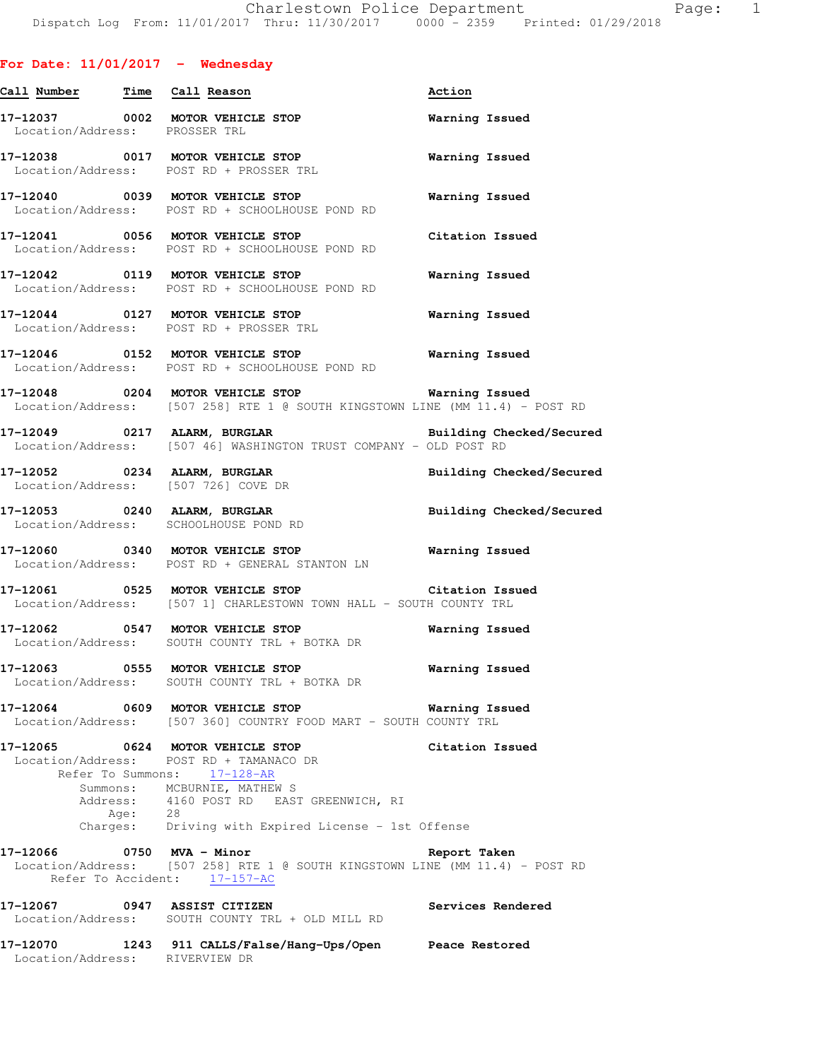## For Date: 11/01/2017 - Wednesday

| Call Number | Time | Call Reason | Action |
|---|---|---|---|
| 17-12037 | 0002 | MOTOR VEHICLE STOP | Warning Issued |
| Location/Address: PROSSER TRL | | | |
| 17-12038 | 0017 | MOTOR VEHICLE STOP | Warning Issued |
| Location/Address: POST RD + PROSSER TRL | | | |
| 17-12040 | 0039 | MOTOR VEHICLE STOP | Warning Issued |
| Location/Address: POST RD + SCHOOLHOUSE POND RD | | | |
| 17-12041 | 0056 | MOTOR VEHICLE STOP | Citation Issued |
| Location/Address: POST RD + SCHOOLHOUSE POND RD | | | |
| 17-12042 | 0119 | MOTOR VEHICLE STOP | Warning Issued |
| Location/Address: POST RD + SCHOOLHOUSE POND RD | | | |
| 17-12044 | 0127 | MOTOR VEHICLE STOP | Warning Issued |
| Location/Address: POST RD + PROSSER TRL | | | |
| 17-12046 | 0152 | MOTOR VEHICLE STOP | Warning Issued |
| Location/Address: POST RD + SCHOOLHOUSE POND RD | | | |
| 17-12048 | 0204 | MOTOR VEHICLE STOP | Warning Issued |
| Location/Address: [507 258] RTE 1 @ SOUTH KINGSTOWN LINE (MM 11.4) - POST RD | | | |
| 17-12049 | 0217 | ALARM, BURGLAR | Building Checked/Secured |
| Location/Address: [507 46] WASHINGTON TRUST COMPANY - OLD POST RD | | | |
| 17-12052 | 0234 | ALARM, BURGLAR | Building Checked/Secured |
| Location/Address: [507 726] COVE DR | | | |
| 17-12053 | 0240 | ALARM, BURGLAR | Building Checked/Secured |
| Location/Address: SCHOOLHOUSE POND RD | | | |
| 17-12060 | 0340 | MOTOR VEHICLE STOP | Warning Issued |
| Location/Address: POST RD + GENERAL STANTON LN | | | |
| 17-12061 | 0525 | MOTOR VEHICLE STOP | Citation Issued |
| Location/Address: [507 1] CHARLESTOWN TOWN HALL - SOUTH COUNTY TRL | | | |
| 17-12062 | 0547 | MOTOR VEHICLE STOP | Warning Issued |
| Location/Address: SOUTH COUNTY TRL + BOTKA DR | | | |
| 17-12063 | 0555 | MOTOR VEHICLE STOP | Warning Issued |
| Location/Address: SOUTH COUNTY TRL + BOTKA DR | | | |
| 17-12064 | 0609 | MOTOR VEHICLE STOP | Warning Issued |
| Location/Address: [507 360] COUNTRY FOOD MART - SOUTH COUNTY TRL | | | |
| 17-12065 | 0624 | MOTOR VEHICLE STOP | Citation Issued |
| Location/Address: POST RD + TAMANACO DR<br>Refer To Summons: 17-128-AR<br>Summons: MCBURNIE, MATHEW S<br>Address: 4160 POST RD EAST GREENWICH, RI<br>Age: 28<br>Charges: Driving with Expired License - 1st Offense | | | |
| 17-12066 | 0750 | MVA - Minor | Report Taken |
| Location/Address: [507 258] RTE 1 @ SOUTH KINGSTOWN LINE (MM 11.4) - POST RD<br>Refer To Accident: 17-157-AC | | | |
| 17-12067 | 0947 | ASSIST CITIZEN | Services Rendered |
| Location/Address: SOUTH COUNTY TRL + OLD MILL RD | | | |
| 17-12070 | 1243 | 911 CALLS/False/Hang-Ups/Open | Peace Restored |
| Location/Address: RIVERVIEW DR | | | |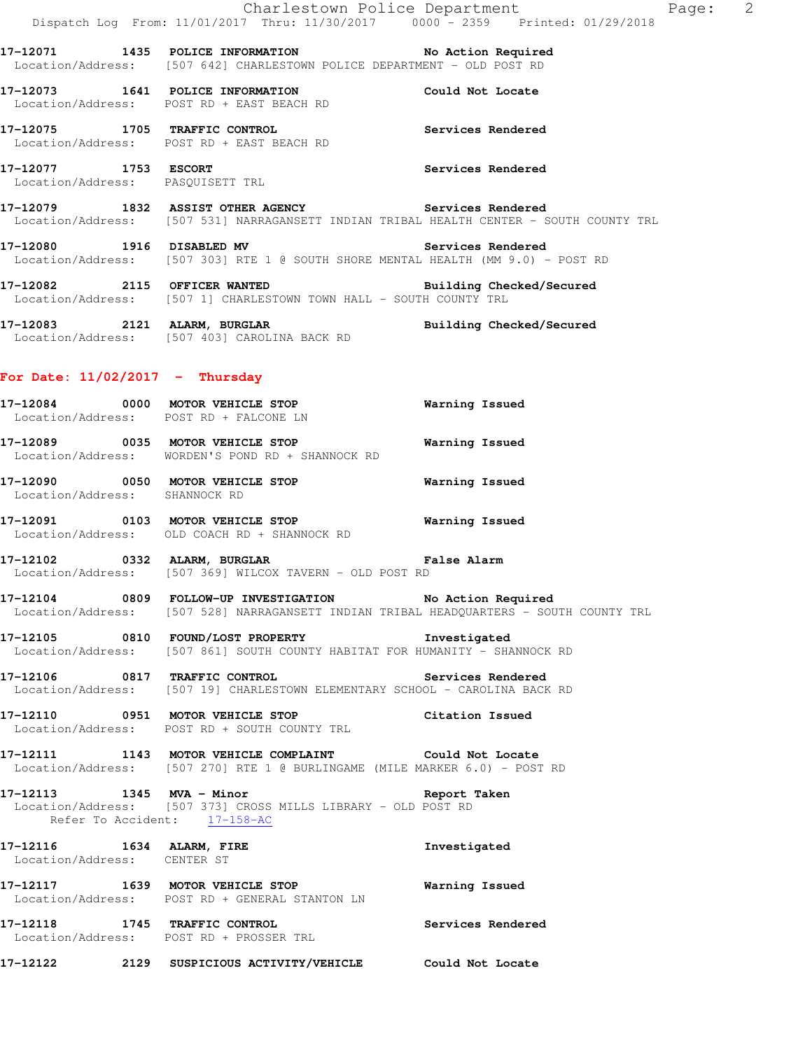**17-12071 1435 POLICE INFORMATION No Action Required**
Location/Address: [507 642] CHARLESTOWN POLICE DEPARTMENT - OLD POST RD

**17-12073 1641 POLICE INFORMATION Could Not Locate**
Location/Address: POST RD + EAST BEACH RD

**17-12075 1705 TRAFFIC CONTROL Services Rendered**
Location/Address: POST RD + EAST BEACH RD

**17-12077 1753 ESCORT Services Rendered**
Location/Address: PASQUISETT TRL

**17-12079 1832 ASSIST OTHER AGENCY Services Rendered**
Location/Address: [507 531] NARRAGANSETT INDIAN TRIBAL HEALTH CENTER - SOUTH COUNTY TRL

**17-12080 1916 DISABLED MV Services Rendered**
Location/Address: [507 303] RTE 1 @ SOUTH SHORE MENTAL HEALTH (MM 9.0) - POST RD

**17-12082 2115 OFFICER WANTED Building Checked/Secured**
Location/Address: [507 1] CHARLESTOWN TOWN HALL - SOUTH COUNTY TRL

**17-12083 2121 ALARM, BURGLAR Building Checked/Secured**
Location/Address: [507 403] CAROLINA BACK RD

## For Date: 11/02/2017 - Thursday

**17-12084 0000 MOTOR VEHICLE STOP Warning Issued**
Location/Address: POST RD + FALCONE LN

**17-12089 0035 MOTOR VEHICLE STOP Warning Issued**
Location/Address: WORDEN'S POND RD + SHANNOCK RD

**17-12090 0050 MOTOR VEHICLE STOP Warning Issued**
Location/Address: SHANNOCK RD

**17-12091 0103 MOTOR VEHICLE STOP Warning Issued**
Location/Address: OLD COACH RD + SHANNOCK RD

**17-12102 0332 ALARM, BURGLAR False Alarm**
Location/Address: [507 369] WILCOX TAVERN - OLD POST RD

**17-12104 0809 FOLLOW-UP INVESTIGATION No Action Required**
Location/Address: [507 528] NARRAGANSETT INDIAN TRIBAL HEADQUARTERS - SOUTH COUNTY TRL

**17-12105 0810 FOUND/LOST PROPERTY Investigated**
Location/Address: [507 861] SOUTH COUNTY HABITAT FOR HUMANITY - SHANNOCK RD

**17-12106 0817 TRAFFIC CONTROL Services Rendered**
Location/Address: [507 19] CHARLESTOWN ELEMENTARY SCHOOL - CAROLINA BACK RD

**17-12110 0951 MOTOR VEHICLE STOP Citation Issued**
Location/Address: POST RD + SOUTH COUNTY TRL

**17-12111 1143 MOTOR VEHICLE COMPLAINT Could Not Locate**
Location/Address: [507 270] RTE 1 @ BURLINGAME (MILE MARKER 6.0) - POST RD

**17-12113 1345 MVA - Minor Report Taken**
Location/Address: [507 373] CROSS MILLS LIBRARY - OLD POST RD
Refer To Accident: 17-158-AC

**17-12116 1634 ALARM, FIRE Investigated**
Location/Address: CENTER ST

**17-12117 1639 MOTOR VEHICLE STOP Warning Issued**
Location/Address: POST RD + GENERAL STANTON LN

**17-12118 1745 TRAFFIC CONTROL Services Rendered**
Location/Address: POST RD + PROSSER TRL

**17-12122 2129 SUSPICIOUS ACTIVITY/VEHICLE Could Not Locate**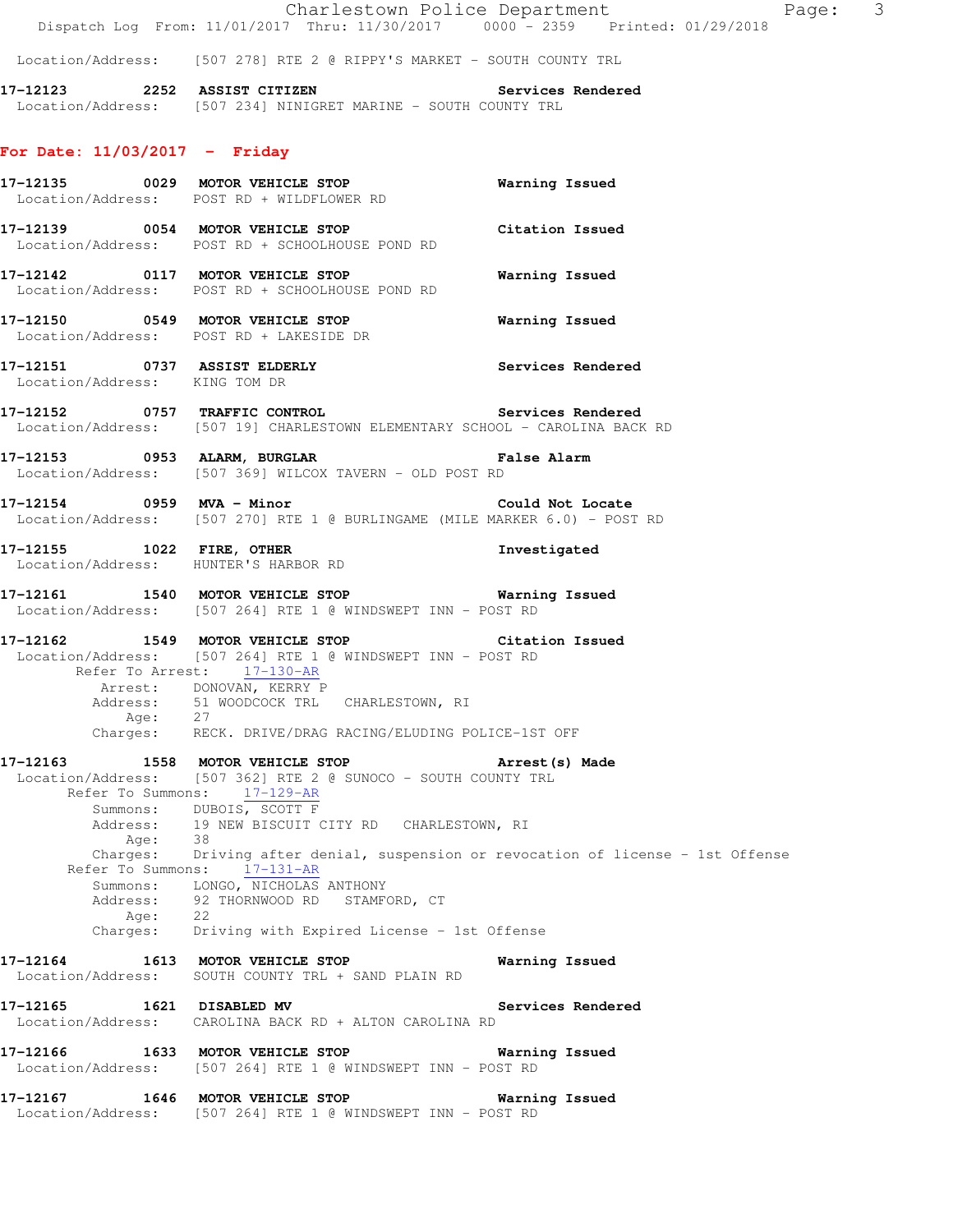Location/Address: [507 278] RTE 2 @ RIPPY'S MARKET - SOUTH COUNTY TRL

**17-12123 2252 ASSIST CITIZEN** Services Rendered
Location/Address: [507 234] NINIGRET MARINE - SOUTH COUNTY TRL

## For Date: 11/03/2017 - Friday

**17-12135 0029 MOTOR VEHICLE STOP** Warning Issued
Location/Address: POST RD + WILDFLOWER RD

**17-12139 0054 MOTOR VEHICLE STOP** Citation Issued
Location/Address: POST RD + SCHOOLHOUSE POND RD

**17-12142 0117 MOTOR VEHICLE STOP** Warning Issued
Location/Address: POST RD + SCHOOLHOUSE POND RD

**17-12150 0549 MOTOR VEHICLE STOP** Warning Issued
Location/Address: POST RD + LAKESIDE DR

**17-12151 0737 ASSIST ELDERLY** Services Rendered
Location/Address: KING TOM DR

**17-12152 0757 TRAFFIC CONTROL** Services Rendered
Location/Address: [507 19] CHARLESTOWN ELEMENTARY SCHOOL - CAROLINA BACK RD

**17-12153 0953 ALARM, BURGLAR** False Alarm
Location/Address: [507 369] WILCOX TAVERN - OLD POST RD

**17-12154 0959 MVA - Minor** Could Not Locate
Location/Address: [507 270] RTE 1 @ BURLINGAME (MILE MARKER 6.0) - POST RD

**17-12155 1022 FIRE, OTHER** Investigated
Location/Address: HUNTER'S HARBOR RD

**17-12161 1540 MOTOR VEHICLE STOP** Warning Issued
Location/Address: [507 264] RTE 1 @ WINDSWEPT INN - POST RD

**17-12162 1549 MOTOR VEHICLE STOP** Citation Issued
Location/Address: [507 264] RTE 1 @ WINDSWEPT INN - POST RD
Refer To Arrest: 17-130-AR
Arrest: DONOVAN, KERRY P
Address: 51 WOODCOCK TRL CHARLESTOWN, RI
Age: 27
Charges: RECK. DRIVE/DRAG RACING/ELUDING POLICE-1ST OFF

**17-12163 1558 MOTOR VEHICLE STOP** Arrest(s) Made
Location/Address: [507 362] RTE 2 @ SUNOCO - SOUTH COUNTY TRL
Refer To Summons: 17-129-AR
Summons: DUBOIS, SCOTT F
Address: 19 NEW BISCUIT CITY RD CHARLESTOWN, RI
Age: 38
Charges: Driving after denial, suspension or revocation of license - 1st Offense
Refer To Summons: 17-131-AR
Summons: LONGO, NICHOLAS ANTHONY
Address: 92 THORNWOOD RD STAMFORD, CT
Age: 22
Charges: Driving with Expired License - 1st Offense

**17-12164 1613 MOTOR VEHICLE STOP** Warning Issued
Location/Address: SOUTH COUNTY TRL + SAND PLAIN RD

**17-12165 1621 DISABLED MV** Services Rendered
Location/Address: CAROLINA BACK RD + ALTON CAROLINA RD

**17-12166 1633 MOTOR VEHICLE STOP** Warning Issued
Location/Address: [507 264] RTE 1 @ WINDSWEPT INN - POST RD

**17-12167 1646 MOTOR VEHICLE STOP** Warning Issued
Location/Address: [507 264] RTE 1 @ WINDSWEPT INN - POST RD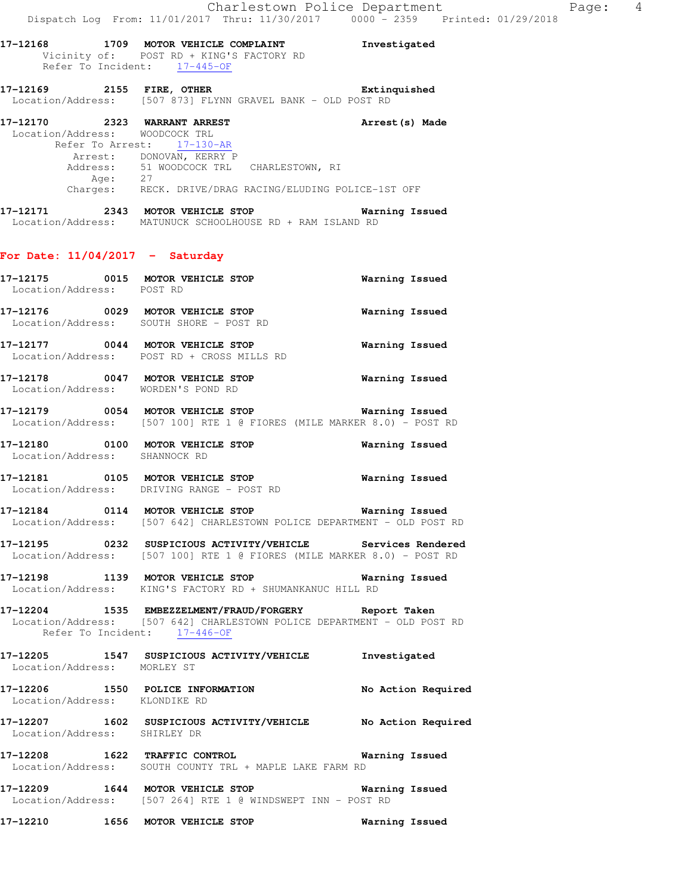17-12168 1709 MOTOR VEHICLE COMPLAINT Investigated
Vicinity of: POST RD + KING'S FACTORY RD
Refer To Incident: 17-445-OF

17-12169 2155 FIRE, OTHER Extinquished
Location/Address: [507 873] FLYNN GRAVEL BANK - OLD POST RD

17-12170 2323 WARRANT ARREST Arrest(s) Made
Location/Address: WOODCOCK TRL
Refer To Arrest: 17-130-AR
Arrest: DONOVAN, KERRY P
Address: 51 WOODCOCK TRL CHARLESTOWN, RI
Age: 27
Charges: RECK. DRIVE/DRAG RACING/ELUDING POLICE-1ST OFF

17-12171 2343 MOTOR VEHICLE STOP Warning Issued
Location/Address: MATUNUCK SCHOOLHOUSE RD + RAM ISLAND RD

## For Date: 11/04/2017 - Saturday

17-12175 0015 MOTOR VEHICLE STOP Warning Issued
Location/Address: POST RD

17-12176 0029 MOTOR VEHICLE STOP Warning Issued
Location/Address: SOUTH SHORE - POST RD

17-12177 0044 MOTOR VEHICLE STOP Warning Issued
Location/Address: POST RD + CROSS MILLS RD

17-12178 0047 MOTOR VEHICLE STOP Warning Issued
Location/Address: WORDEN'S POND RD

17-12179 0054 MOTOR VEHICLE STOP Warning Issued
Location/Address: [507 100] RTE 1 @ FIORES (MILE MARKER 8.0) - POST RD

17-12180 0100 MOTOR VEHICLE STOP Warning Issued
Location/Address: SHANNOCK RD

17-12181 0105 MOTOR VEHICLE STOP Warning Issued
Location/Address: DRIVING RANGE - POST RD

17-12184 0114 MOTOR VEHICLE STOP Warning Issued
Location/Address: [507 642] CHARLESTOWN POLICE DEPARTMENT - OLD POST RD

17-12195 0232 SUSPICIOUS ACTIVITY/VEHICLE Services Rendered
Location/Address: [507 100] RTE 1 @ FIORES (MILE MARKER 8.0) - POST RD

17-12198 1139 MOTOR VEHICLE STOP Warning Issued
Location/Address: KING'S FACTORY RD + SHUMANKANUC HILL RD

17-12204 1535 EMBEZZELMENT/FRAUD/FORGERY Report Taken
Location/Address: [507 642] CHARLESTOWN POLICE DEPARTMENT - OLD POST RD
Refer To Incident: 17-446-OF

17-12205 1547 SUSPICIOUS ACTIVITY/VEHICLE Investigated
Location/Address: MORLEY ST

17-12206 1550 POLICE INFORMATION No Action Required
Location/Address: KLONDIKE RD

17-12207 1602 SUSPICIOUS ACTIVITY/VEHICLE No Action Required
Location/Address: SHIRLEY DR

17-12208 1622 TRAFFIC CONTROL Warning Issued
Location/Address: SOUTH COUNTY TRL + MAPLE LAKE FARM RD

17-12209 1644 MOTOR VEHICLE STOP Warning Issued
Location/Address: [507 264] RTE 1 @ WINDSWEPT INN - POST RD

17-12210 1656 MOTOR VEHICLE STOP Warning Issued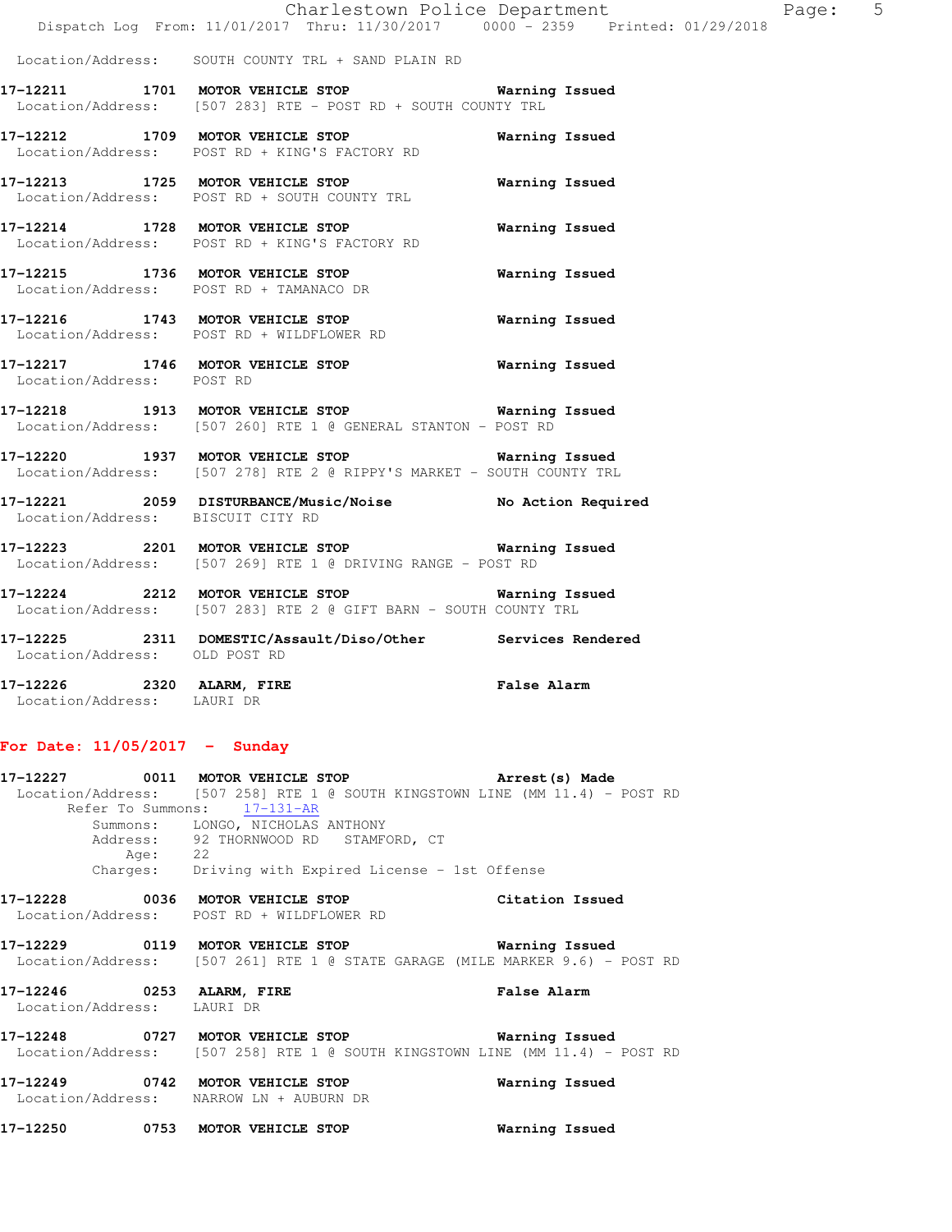Location/Address: SOUTH COUNTY TRL + SAND PLAIN RD

**17-12211 1701 MOTOR VEHICLE STOP** Warning Issued
Location/Address: [507 283] RTE - POST RD + SOUTH COUNTY TRL

**17-12212 1709 MOTOR VEHICLE STOP** Warning Issued
Location/Address: POST RD + KING'S FACTORY RD

**17-12213 1725 MOTOR VEHICLE STOP** Warning Issued
Location/Address: POST RD + SOUTH COUNTY TRL

**17-12214 1728 MOTOR VEHICLE STOP** Warning Issued
Location/Address: POST RD + KING'S FACTORY RD

**17-12215 1736 MOTOR VEHICLE STOP** Warning Issued
Location/Address: POST RD + TAMANACO DR

**17-12216 1743 MOTOR VEHICLE STOP** Warning Issued
Location/Address: POST RD + WILDFLOWER RD

**17-12217 1746 MOTOR VEHICLE STOP** Warning Issued
Location/Address: POST RD

**17-12218 1913 MOTOR VEHICLE STOP** Warning Issued
Location/Address: [507 260] RTE 1 @ GENERAL STANTON - POST RD

**17-12220 1937 MOTOR VEHICLE STOP** Warning Issued
Location/Address: [507 278] RTE 2 @ RIPPY'S MARKET - SOUTH COUNTY TRL

**17-12221 2059 DISTURBANCE/Music/Noise** No Action Required
Location/Address: BISCUIT CITY RD

**17-12223 2201 MOTOR VEHICLE STOP** Warning Issued
Location/Address: [507 269] RTE 1 @ DRIVING RANGE - POST RD

**17-12224 2212 MOTOR VEHICLE STOP** Warning Issued
Location/Address: [507 283] RTE 2 @ GIFT BARN - SOUTH COUNTY TRL

**17-12225 2311 DOMESTIC/Assault/Diso/Other** Services Rendered
Location/Address: OLD POST RD

**17-12226 2320 ALARM, FIRE** False Alarm
Location/Address: LAURI DR

## For Date: 11/05/2017 - Sunday

**17-12227 0011 MOTOR VEHICLE STOP** Arrest(s) Made
Location/Address: [507 258] RTE 1 @ SOUTH KINGSTOWN LINE (MM 11.4) - POST RD
Refer To Summons: 17-131-AR
Summons: LONGO, NICHOLAS ANTHONY
Address: 92 THORNWOOD RD STAMFORD, CT
Age: 22
Charges: Driving with Expired License - 1st Offense

**17-12228 0036 MOTOR VEHICLE STOP** Citation Issued
Location/Address: POST RD + WILDFLOWER RD

**17-12229 0119 MOTOR VEHICLE STOP** Warning Issued
Location/Address: [507 261] RTE 1 @ STATE GARAGE (MILE MARKER 9.6) - POST RD

**17-12246 0253 ALARM, FIRE** False Alarm
Location/Address: LAURI DR

**17-12248 0727 MOTOR VEHICLE STOP** Warning Issued
Location/Address: [507 258] RTE 1 @ SOUTH KINGSTOWN LINE (MM 11.4) - POST RD

**17-12249 0742 MOTOR VEHICLE STOP** Warning Issued
Location/Address: NARROW LN + AUBURN DR

**17-12250 0753 MOTOR VEHICLE STOP** Warning Issued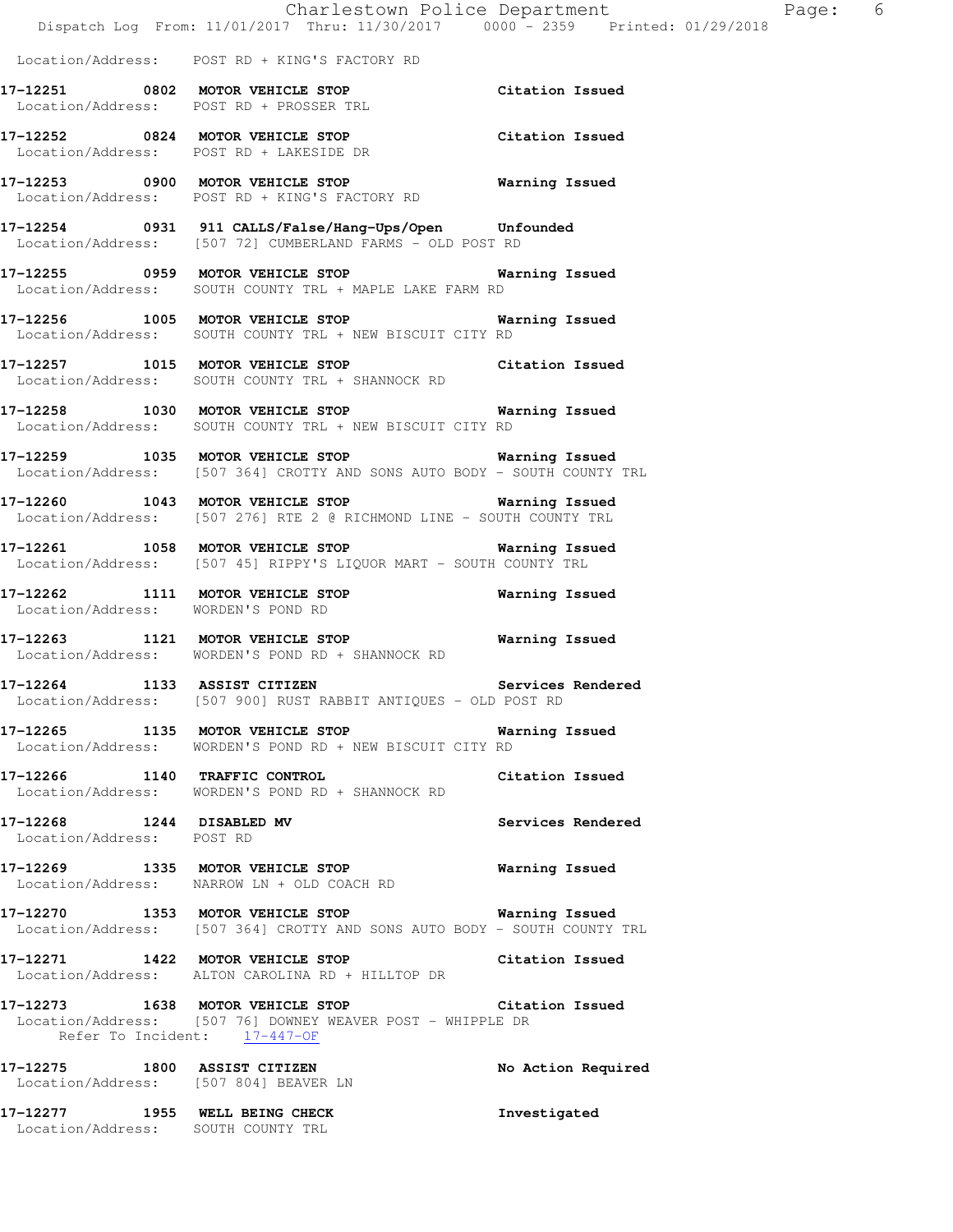Location/Address: POST RD + KING'S FACTORY RD

**17-12251 0802 MOTOR VEHICLE STOP** **Citation Issued**
Location/Address: POST RD + PROSSER TRL

**17-12252 0824 MOTOR VEHICLE STOP** **Citation Issued**
Location/Address: POST RD + LAKESIDE DR

**17-12253 0900 MOTOR VEHICLE STOP** **Warning Issued**
Location/Address: POST RD + KING'S FACTORY RD

**17-12254 0931 911 CALLS/False/Hang-Ups/Open** **Unfounded**
Location/Address: [507 72] CUMBERLAND FARMS - OLD POST RD

**17-12255 0959 MOTOR VEHICLE STOP** **Warning Issued**
Location/Address: SOUTH COUNTY TRL + MAPLE LAKE FARM RD

**17-12256 1005 MOTOR VEHICLE STOP** **Warning Issued**
Location/Address: SOUTH COUNTY TRL + NEW BISCUIT CITY RD

**17-12257 1015 MOTOR VEHICLE STOP** **Citation Issued**
Location/Address: SOUTH COUNTY TRL + SHANNOCK RD

**17-12258 1030 MOTOR VEHICLE STOP** **Warning Issued**
Location/Address: SOUTH COUNTY TRL + NEW BISCUIT CITY RD

**17-12259 1035 MOTOR VEHICLE STOP** **Warning Issued**
Location/Address: [507 364] CROTTY AND SONS AUTO BODY - SOUTH COUNTY TRL

**17-12260 1043 MOTOR VEHICLE STOP** **Warning Issued**
Location/Address: [507 276] RTE 2 @ RICHMOND LINE - SOUTH COUNTY TRL

**17-12261 1058 MOTOR VEHICLE STOP** **Warning Issued**
Location/Address: [507 45] RIPPY'S LIQUOR MART - SOUTH COUNTY TRL

**17-12262 1111 MOTOR VEHICLE STOP** **Warning Issued**
Location/Address: WORDEN'S POND RD

**17-12263 1121 MOTOR VEHICLE STOP** **Warning Issued**
Location/Address: WORDEN'S POND RD + SHANNOCK RD

**17-12264 1133 ASSIST CITIZEN** **Services Rendered**
Location/Address: [507 900] RUST RABBIT ANTIQUES - OLD POST RD

**17-12265 1135 MOTOR VEHICLE STOP** **Warning Issued**
Location/Address: WORDEN'S POND RD + NEW BISCUIT CITY RD

**17-12266 1140 TRAFFIC CONTROL** **Citation Issued**
Location/Address: WORDEN'S POND RD + SHANNOCK RD

**17-12268 1244 DISABLED MV** **Services Rendered**
Location/Address: POST RD

**17-12269 1335 MOTOR VEHICLE STOP** **Warning Issued**
Location/Address: NARROW LN + OLD COACH RD

**17-12270 1353 MOTOR VEHICLE STOP** **Warning Issued**
Location/Address: [507 364] CROTTY AND SONS AUTO BODY - SOUTH COUNTY TRL

**17-12271 1422 MOTOR VEHICLE STOP** **Citation Issued**
Location/Address: ALTON CAROLINA RD + HILLTOP DR

**17-12273 1638 MOTOR VEHICLE STOP** **Citation Issued**
Location/Address: [507 76] DOWNEY WEAVER POST - WHIPPLE DR
Refer To Incident: 17-447-OF

**17-12275 1800 ASSIST CITIZEN** **No Action Required**
Location/Address: [507 804] BEAVER LN

**17-12277 1955 WELL BEING CHECK** **Investigated**
Location/Address: SOUTH COUNTY TRL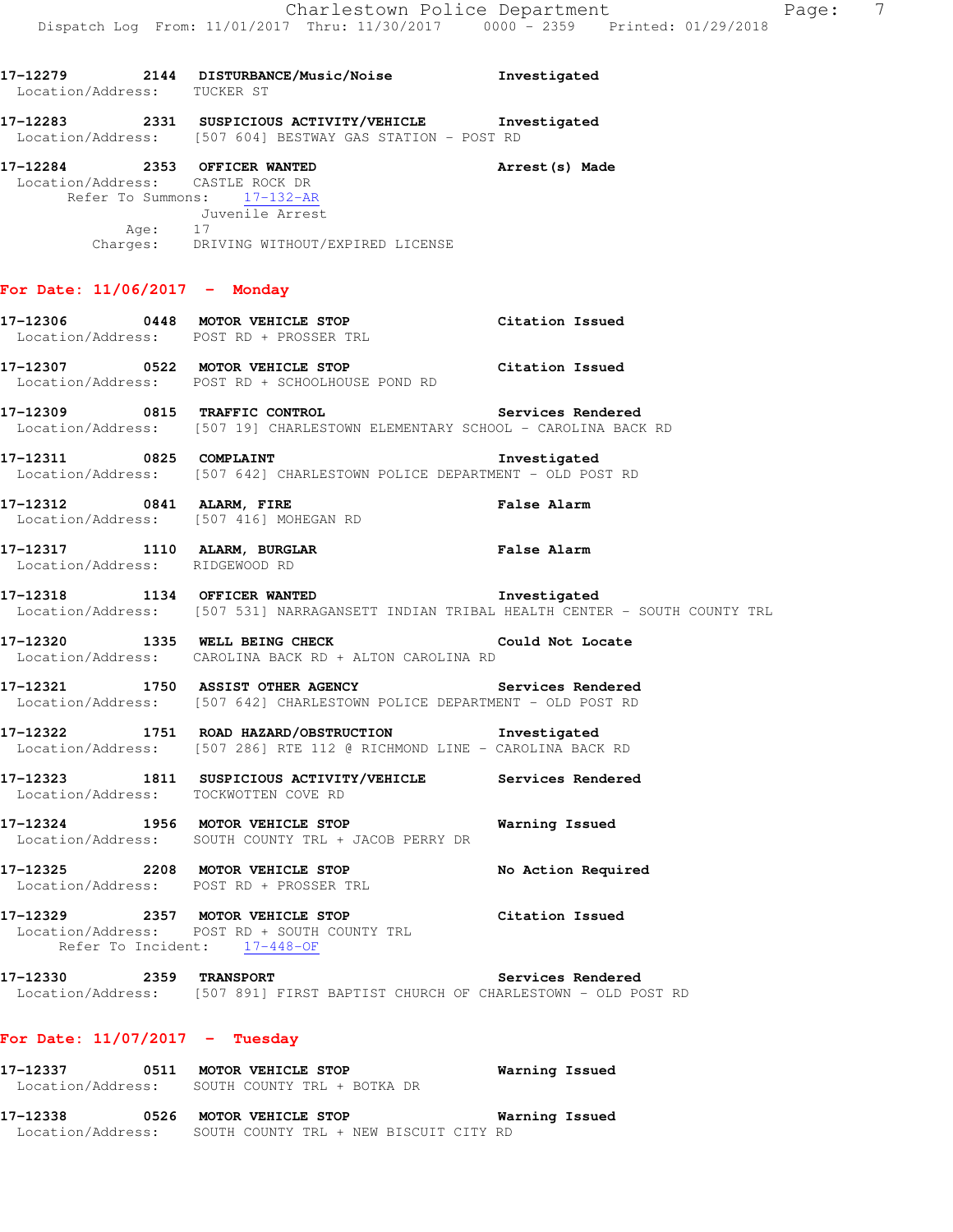17-12279 2144 DISTURBANCE/Music/Noise Investigated
Location/Address: TUCKER ST

17-12283 2331 SUSPICIOUS ACTIVITY/VEHICLE Investigated
Location/Address: [507 604] BESTWAY GAS STATION - POST RD

17-12284 2353 OFFICER WANTED Arrest(s) Made
Location/Address: CASTLE ROCK DR
Refer To Summons: 17-132-AR
Juvenile Arrest
Age: 17
Charges: DRIVING WITHOUT/EXPIRED LICENSE

## For Date: 11/06/2017 - Monday

17-12306 0448 MOTOR VEHICLE STOP Citation Issued
Location/Address: POST RD + PROSSER TRL

17-12307 0522 MOTOR VEHICLE STOP Citation Issued
Location/Address: POST RD + SCHOOLHOUSE POND RD

17-12309 0815 TRAFFIC CONTROL Services Rendered
Location/Address: [507 19] CHARLESTOWN ELEMENTARY SCHOOL - CAROLINA BACK RD

17-12311 0825 COMPLAINT Investigated
Location/Address: [507 642] CHARLESTOWN POLICE DEPARTMENT - OLD POST RD

17-12312 0841 ALARM, FIRE False Alarm
Location/Address: [507 416] MOHEGAN RD

17-12317 1110 ALARM, BURGLAR False Alarm
Location/Address: RIDGEWOOD RD

17-12318 1134 OFFICER WANTED Investigated
Location/Address: [507 531] NARRAGANSETT INDIAN TRIBAL HEALTH CENTER - SOUTH COUNTY TRL

17-12320 1335 WELL BEING CHECK Could Not Locate
Location/Address: CAROLINA BACK RD + ALTON CAROLINA RD

17-12321 1750 ASSIST OTHER AGENCY Services Rendered
Location/Address: [507 642] CHARLESTOWN POLICE DEPARTMENT - OLD POST RD

17-12322 1751 ROAD HAZARD/OBSTRUCTION Investigated
Location/Address: [507 286] RTE 112 @ RICHMOND LINE - CAROLINA BACK RD

17-12323 1811 SUSPICIOUS ACTIVITY/VEHICLE Services Rendered
Location/Address: TOCKWOTTEN COVE RD

17-12324 1956 MOTOR VEHICLE STOP Warning Issued
Location/Address: SOUTH COUNTY TRL + JACOB PERRY DR

17-12325 2208 MOTOR VEHICLE STOP No Action Required
Location/Address: POST RD + PROSSER TRL

17-12329 2357 MOTOR VEHICLE STOP Citation Issued
Location/Address: POST RD + SOUTH COUNTY TRL
Refer To Incident: 17-448-OF

17-12330 2359 TRANSPORT Services Rendered
Location/Address: [507 891] FIRST BAPTIST CHURCH OF CHARLESTOWN - OLD POST RD

## For Date: 11/07/2017 - Tuesday

17-12337 0511 MOTOR VEHICLE STOP Warning Issued
Location/Address: SOUTH COUNTY TRL + BOTKA DR

17-12338 0526 MOTOR VEHICLE STOP Warning Issued
Location/Address: SOUTH COUNTY TRL + NEW BISCUIT CITY RD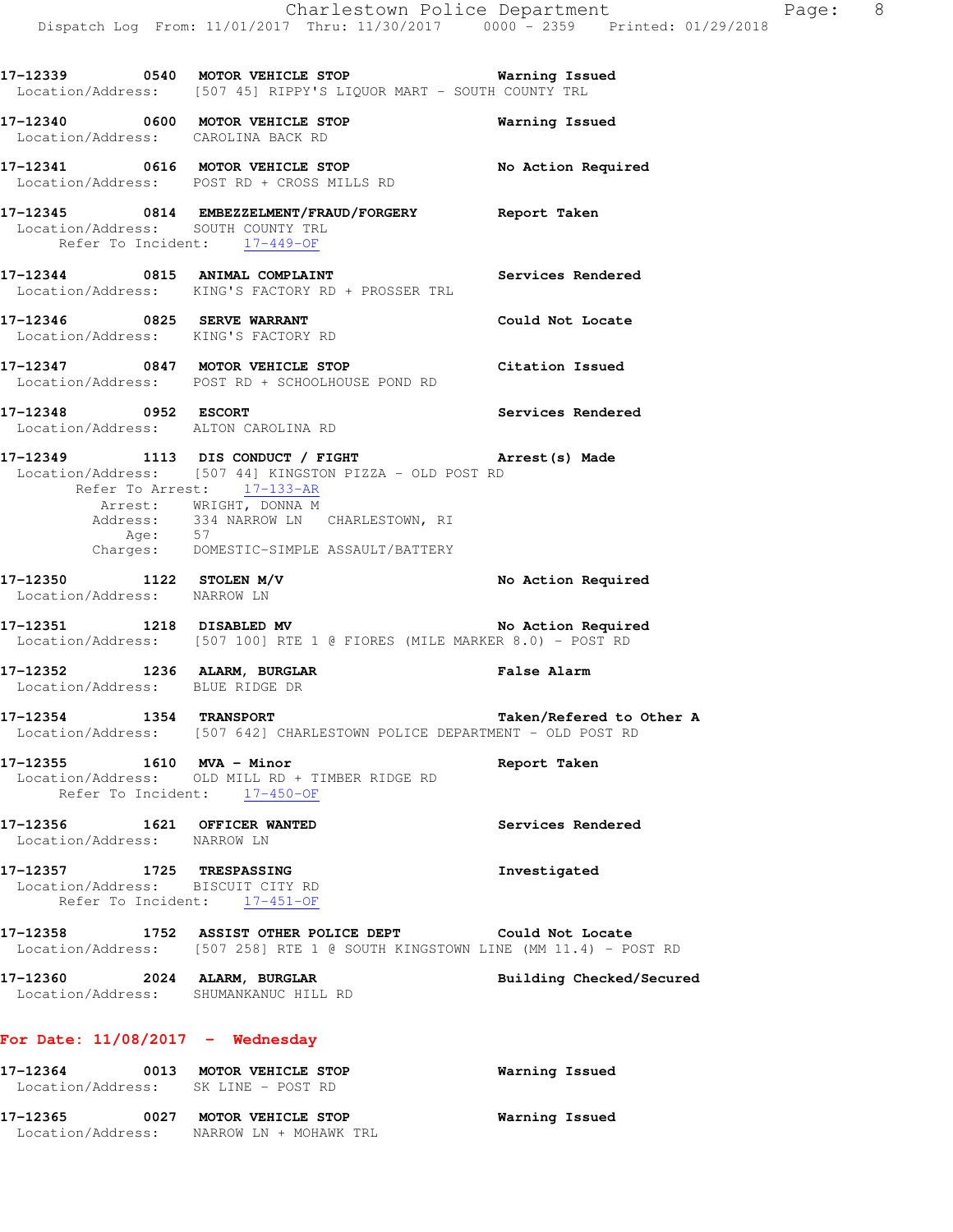17-12339 0540 **MOTOR VEHICLE STOP** **Warning Issued**
Location/Address: [507 45] RIPPY'S LIQUOR MART - SOUTH COUNTY TRL

17-12340 0600 **MOTOR VEHICLE STOP** **Warning Issued**
Location/Address: CAROLINA BACK RD

17-12341 0616 **MOTOR VEHICLE STOP** **No Action Required**
Location/Address: POST RD + CROSS MILLS RD

17-12345 0814 **EMBEZZELMENT/FRAUD/FORGERY** **Report Taken**
Location/Address: SOUTH COUNTY TRL
Refer To Incident: 17-449-OF

17-12344 0815 **ANIMAL COMPLAINT** **Services Rendered**
Location/Address: KING'S FACTORY RD + PROSSER TRL

17-12346 0825 **SERVE WARRANT** **Could Not Locate**
Location/Address: KING'S FACTORY RD

17-12347 0847 **MOTOR VEHICLE STOP** **Citation Issued**
Location/Address: POST RD + SCHOOLHOUSE POND RD

17-12348 0952 **ESCORT** **Services Rendered**
Location/Address: ALTON CAROLINA RD

17-12349 1113 **DIS CONDUCT / FIGHT** **Arrest(s) Made**
Location/Address: [507 44] KINGSTON PIZZA - OLD POST RD
Refer To Arrest: 17-133-AR
Arrest: WRIGHT, DONNA M
Address: 334 NARROW LN CHARLESTOWN, RI
Age: 57
Charges: DOMESTIC-SIMPLE ASSAULT/BATTERY

17-12350 1122 **STOLEN M/V** **No Action Required**
Location/Address: NARROW LN

17-12351 1218 **DISABLED MV** **No Action Required**
Location/Address: [507 100] RTE 1 @ FIORES (MILE MARKER 8.0) - POST RD

17-12352 1236 **ALARM, BURGLAR** **False Alarm**
Location/Address: BLUE RIDGE DR

17-12354 1354 **TRANSPORT** **Taken/Refered to Other A**
Location/Address: [507 642] CHARLESTOWN POLICE DEPARTMENT - OLD POST RD

17-12355 1610 **MVA - Minor** **Report Taken**
Location/Address: OLD MILL RD + TIMBER RIDGE RD
Refer To Incident: 17-450-OF

17-12356 1621 **OFFICER WANTED** **Services Rendered**
Location/Address: NARROW LN

17-12357 1725 **TRESPASSING** **Investigated**
Location/Address: BISCUIT CITY RD
Refer To Incident: 17-451-OF

17-12358 1752 **ASSIST OTHER POLICE DEPT** **Could Not Locate**
Location/Address: [507 258] RTE 1 @ SOUTH KINGSTOWN LINE (MM 11.4) - POST RD

17-12360 2024 **ALARM, BURGLAR** **Building Checked/Secured**
Location/Address: SHUMANKANUC HILL RD

## For Date: 11/08/2017 - Wednesday

17-12364 0013 **MOTOR VEHICLE STOP** **Warning Issued**
Location/Address: SK LINE - POST RD

17-12365 0027 **MOTOR VEHICLE STOP** **Warning Issued**
Location/Address: NARROW LN + MOHAWK TRL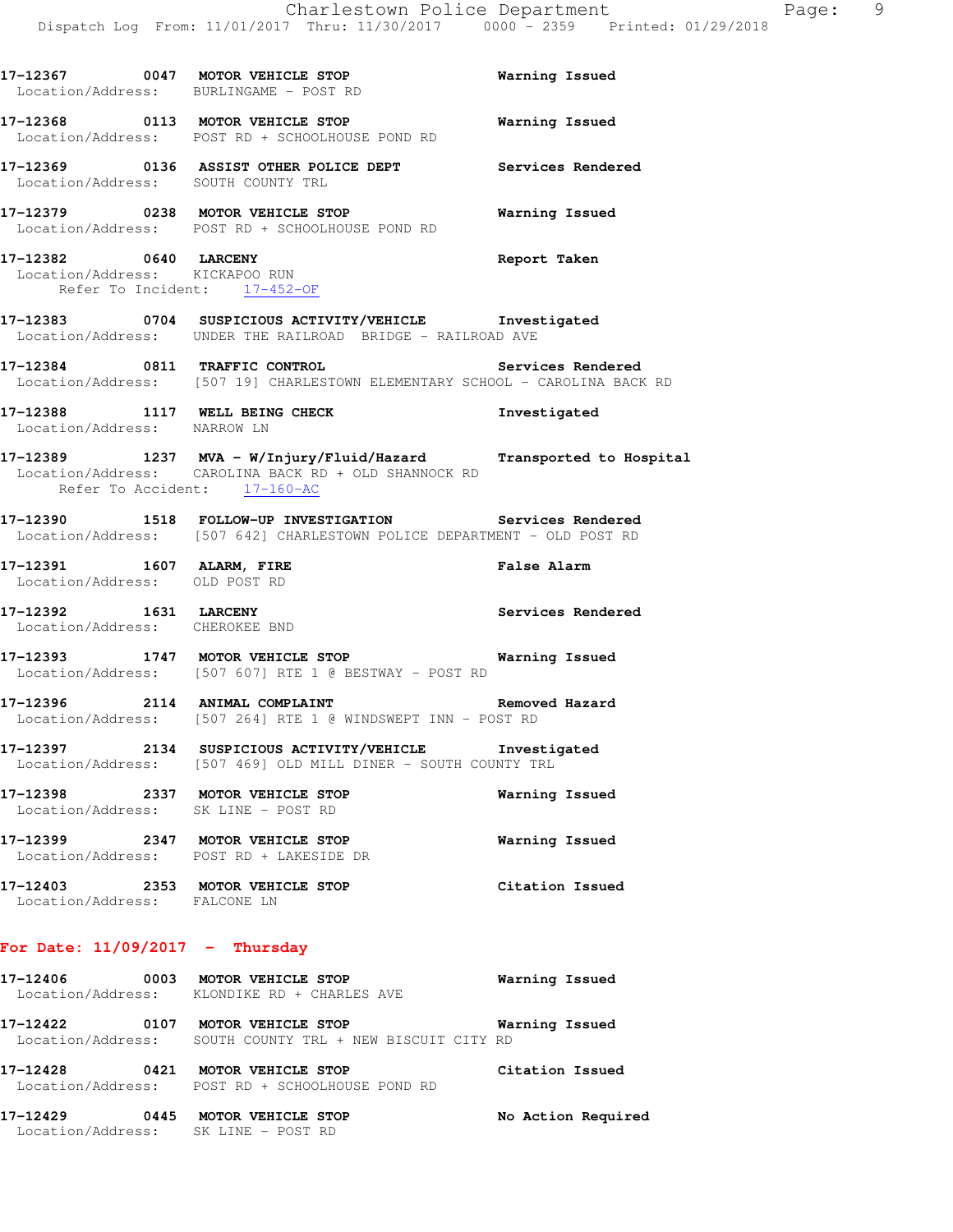**17-12367 0047 MOTOR VEHICLE STOP** Warning Issued
Location/Address: BURLINGAME - POST RD

**17-12368 0113 MOTOR VEHICLE STOP** Warning Issued
Location/Address: POST RD + SCHOOLHOUSE POND RD

**17-12369 0136 ASSIST OTHER POLICE DEPT** Services Rendered
Location/Address: SOUTH COUNTY TRL

**17-12379 0238 MOTOR VEHICLE STOP** Warning Issued
Location/Address: POST RD + SCHOOLHOUSE POND RD

**17-12382 0640 LARCENY** Report Taken
Location/Address: KICKAPOO RUN
Refer To Incident: 17-452-OF

**17-12383 0704 SUSPICIOUS ACTIVITY/VEHICLE** Investigated
Location/Address: UNDER THE RAILROAD BRIDGE - RAILROAD AVE

**17-12384 0811 TRAFFIC CONTROL** Services Rendered
Location/Address: [507 19] CHARLESTOWN ELEMENTARY SCHOOL - CAROLINA BACK RD

**17-12388 1117 WELL BEING CHECK** Investigated
Location/Address: NARROW LN

**17-12389 1237 MVA - W/Injury/Fluid/Hazard** Transported to Hospital
Location/Address: CAROLINA BACK RD + OLD SHANNOCK RD
Refer To Accident: 17-160-AC

**17-12390 1518 FOLLOW-UP INVESTIGATION** Services Rendered
Location/Address: [507 642] CHARLESTOWN POLICE DEPARTMENT - OLD POST RD

**17-12391 1607 ALARM, FIRE** False Alarm
Location/Address: OLD POST RD

**17-12392 1631 LARCENY** Services Rendered
Location/Address: CHEROKEE BND

**17-12393 1747 MOTOR VEHICLE STOP** Warning Issued
Location/Address: [507 607] RTE 1 @ BESTWAY - POST RD

**17-12396 2114 ANIMAL COMPLAINT** Removed Hazard
Location/Address: [507 264] RTE 1 @ WINDSWEPT INN - POST RD

**17-12397 2134 SUSPICIOUS ACTIVITY/VEHICLE** Investigated
Location/Address: [507 469] OLD MILL DINER - SOUTH COUNTY TRL

**17-12398 2337 MOTOR VEHICLE STOP** Warning Issued
Location/Address: SK LINE - POST RD

**17-12399 2347 MOTOR VEHICLE STOP** Warning Issued
Location/Address: POST RD + LAKESIDE DR

**17-12403 2353 MOTOR VEHICLE STOP** Citation Issued
Location/Address: FALCONE LN

## For Date: 11/09/2017 - Thursday

**17-12406 0003 MOTOR VEHICLE STOP** Warning Issued
Location/Address: KLONDIKE RD + CHARLES AVE

**17-12422 0107 MOTOR VEHICLE STOP** Warning Issued
Location/Address: SOUTH COUNTY TRL + NEW BISCUIT CITY RD

**17-12428 0421 MOTOR VEHICLE STOP** Citation Issued
Location/Address: POST RD + SCHOOLHOUSE POND RD

**17-12429 0445 MOTOR VEHICLE STOP** No Action Required
Location/Address: SK LINE - POST RD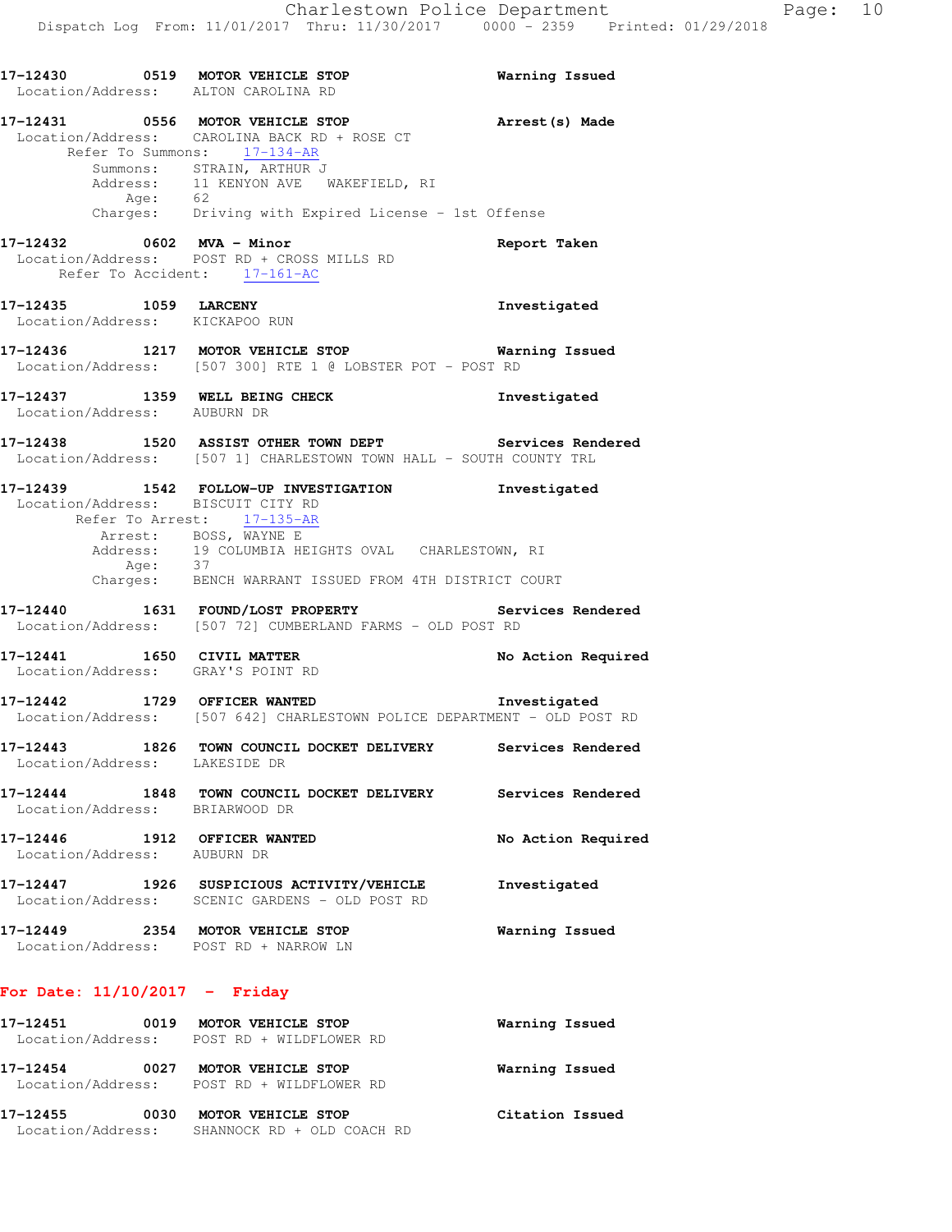17-12430 0519 **MOTOR VEHICLE STOP** Warning Issued
Location/Address: ALTON CAROLINA RD

17-12431 0556 **MOTOR VEHICLE STOP** Arrest(s) Made
Location/Address: CAROLINA BACK RD + ROSE CT
Refer To Summons: 17-134-AR
Summons: STRAIN, ARTHUR J
Address: 11 KENYON AVE WAKEFIELD, RI
Age: 62
Charges: Driving with Expired License - 1st Offense

17-12432 0602 **MVA - Minor** Report Taken
Location/Address: POST RD + CROSS MILLS RD
Refer To Accident: 17-161-AC

17-12435 1059 **LARCENY** Investigated
Location/Address: KICKAPOO RUN

17-12436 1217 **MOTOR VEHICLE STOP** Warning Issued
Location/Address: [507 300] RTE 1 @ LOBSTER POT - POST RD

17-12437 1359 **WELL BEING CHECK** Investigated
Location/Address: AUBURN DR

17-12438 1520 **ASSIST OTHER TOWN DEPT** Services Rendered
Location/Address: [507 1] CHARLESTOWN TOWN HALL - SOUTH COUNTY TRL

17-12439 1542 **FOLLOW-UP INVESTIGATION** Investigated
Location/Address: BISCUIT CITY RD
Refer To Arrest: 17-135-AR
Arrest: BOSS, WAYNE E
Address: 19 COLUMBIA HEIGHTS OVAL CHARLESTOWN, RI
Age: 37
Charges: BENCH WARRANT ISSUED FROM 4TH DISTRICT COURT

17-12440 1631 **FOUND/LOST PROPERTY** Services Rendered
Location/Address: [507 72] CUMBERLAND FARMS - OLD POST RD

17-12441 1650 **CIVIL MATTER** No Action Required
Location/Address: GRAY'S POINT RD

17-12442 1729 **OFFICER WANTED** Investigated
Location/Address: [507 642] CHARLESTOWN POLICE DEPARTMENT - OLD POST RD

17-12443 1826 **TOWN COUNCIL DOCKET DELIVERY** Services Rendered
Location/Address: LAKESIDE DR

17-12444 1848 **TOWN COUNCIL DOCKET DELIVERY** Services Rendered
Location/Address: BRIARWOOD DR

17-12446 1912 **OFFICER WANTED** No Action Required
Location/Address: AUBURN DR

17-12447 1926 **SUSPICIOUS ACTIVITY/VEHICLE** Investigated
Location/Address: SCENIC GARDENS - OLD POST RD

17-12449 2354 **MOTOR VEHICLE STOP** Warning Issued
Location/Address: POST RD + NARROW LN

## For Date: 11/10/2017 - Friday

17-12451 0019 **MOTOR VEHICLE STOP** Warning Issued
Location/Address: POST RD + WILDFLOWER RD

17-12454 0027 **MOTOR VEHICLE STOP** Warning Issued
Location/Address: POST RD + WILDFLOWER RD

17-12455 0030 **MOTOR VEHICLE STOP** Citation Issued
Location/Address: SHANNOCK RD + OLD COACH RD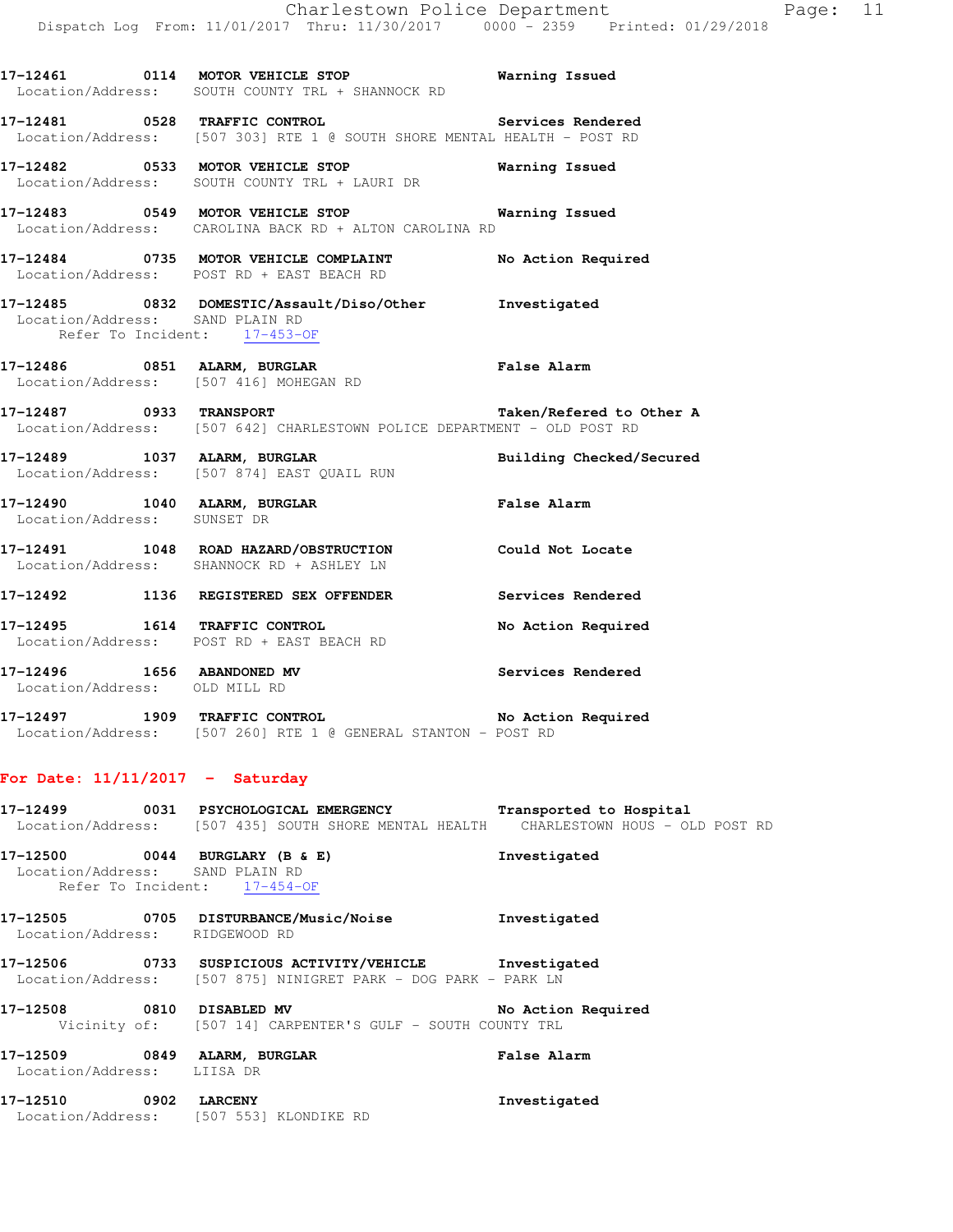**17-12461 0114 MOTOR VEHICLE STOP** — **Warning Issued**
Location/Address: SOUTH COUNTY TRL + SHANNOCK RD

**17-12481 0528 TRAFFIC CONTROL** — **Services Rendered**
Location/Address: [507 303] RTE 1 @ SOUTH SHORE MENTAL HEALTH - POST RD

**17-12482 0533 MOTOR VEHICLE STOP** — **Warning Issued**
Location/Address: SOUTH COUNTY TRL + LAURI DR

**17-12483 0549 MOTOR VEHICLE STOP** — **Warning Issued**
Location/Address: CAROLINA BACK RD + ALTON CAROLINA RD

**17-12484 0735 MOTOR VEHICLE COMPLAINT** — **No Action Required**
Location/Address: POST RD + EAST BEACH RD

**17-12485 0832 DOMESTIC/Assault/Diso/Other** — **Investigated**
Location/Address: SAND PLAIN RD
Refer To Incident: 17-453-OF

**17-12486 0851 ALARM, BURGLAR** — **False Alarm**
Location/Address: [507 416] MOHEGAN RD

**17-12487 0933 TRANSPORT** — **Taken/Refered to Other A**
Location/Address: [507 642] CHARLESTOWN POLICE DEPARTMENT - OLD POST RD

**17-12489 1037 ALARM, BURGLAR** — **Building Checked/Secured**
Location/Address: [507 874] EAST QUAIL RUN

**17-12490 1040 ALARM, BURGLAR** — **False Alarm**
Location/Address: SUNSET DR

**17-12491 1048 ROAD HAZARD/OBSTRUCTION** — **Could Not Locate**
Location/Address: SHANNOCK RD + ASHLEY LN

**17-12492 1136 REGISTERED SEX OFFENDER** — **Services Rendered**

**17-12495 1614 TRAFFIC CONTROL** — **No Action Required**
Location/Address: POST RD + EAST BEACH RD

**17-12496 1656 ABANDONED MV** — **Services Rendered**
Location/Address: OLD MILL RD

**17-12497 1909 TRAFFIC CONTROL** — **No Action Required**
Location/Address: [507 260] RTE 1 @ GENERAL STANTON - POST RD

## For Date: 11/11/2017 - Saturday

**17-12499 0031 PSYCHOLOGICAL EMERGENCY** — **Transported to Hospital**
Location/Address: [507 435] SOUTH SHORE MENTAL HEALTH CHARLESTOWN HOUS - OLD POST RD

**17-12500 0044 BURGLARY (B & E)** — **Investigated**
Location/Address: SAND PLAIN RD
Refer To Incident: 17-454-OF

**17-12505 0705 DISTURBANCE/Music/Noise** — **Investigated**
Location/Address: RIDGEWOOD RD

**17-12506 0733 SUSPICIOUS ACTIVITY/VEHICLE** — **Investigated**
Location/Address: [507 875] NINIGRET PARK - DOG PARK - PARK LN

**17-12508 0810 DISABLED MV** — **No Action Required**
Vicinity of: [507 14] CARPENTER'S GULF - SOUTH COUNTY TRL

**17-12509 0849 ALARM, BURGLAR** — **False Alarm**
Location/Address: LIISA DR

**17-12510 0902 LARCENY** — **Investigated**
Location/Address: [507 553] KLONDIKE RD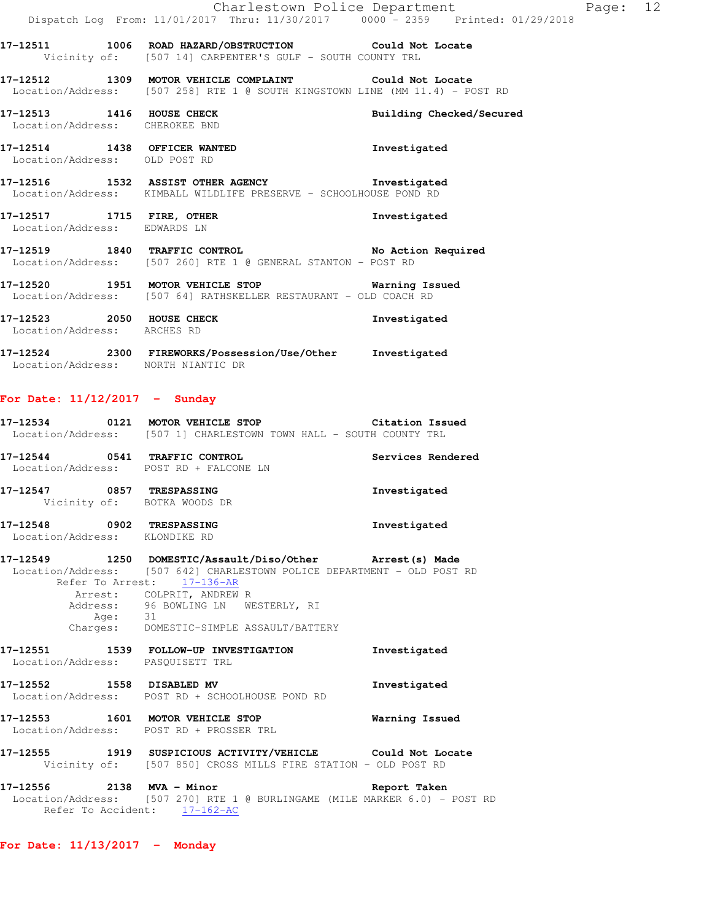17-12511 1006 ROAD HAZARD/OBSTRUCTION Could Not Locate
Vicinity of: [507 14] CARPENTER'S GULF - SOUTH COUNTY TRL

17-12512 1309 MOTOR VEHICLE COMPLAINT Could Not Locate
Location/Address: [507 258] RTE 1 @ SOUTH KINGSTOWN LINE (MM 11.4) - POST RD

17-12513 1416 HOUSE CHECK Building Checked/Secured
Location/Address: CHEROKEE BND

17-12514 1438 OFFICER WANTED Investigated
Location/Address: OLD POST RD

17-12516 1532 ASSIST OTHER AGENCY Investigated
Location/Address: KIMBALL WILDLIFE PRESERVE - SCHOOLHOUSE POND RD

17-12517 1715 FIRE, OTHER Investigated
Location/Address: EDWARDS LN

17-12519 1840 TRAFFIC CONTROL No Action Required
Location/Address: [507 260] RTE 1 @ GENERAL STANTON - POST RD

17-12520 1951 MOTOR VEHICLE STOP Warning Issued
Location/Address: [507 64] RATHSKELLER RESTAURANT - OLD COACH RD

17-12523 2050 HOUSE CHECK Investigated
Location/Address: ARCHES RD

17-12524 2300 FIREWORKS/Possession/Use/Other Investigated
Location/Address: NORTH NIANTIC DR

## For Date: 11/12/2017 - Sunday

17-12534 0121 MOTOR VEHICLE STOP Citation Issued
Location/Address: [507 1] CHARLESTOWN TOWN HALL - SOUTH COUNTY TRL

17-12544 0541 TRAFFIC CONTROL Services Rendered
Location/Address: POST RD + FALCONE LN

17-12547 0857 TRESPASSING Investigated
Vicinity of: BOTKA WOODS DR

17-12548 0902 TRESPASSING Investigated
Location/Address: KLONDIKE RD

17-12549 1250 DOMESTIC/Assault/Diso/Other Arrest(s) Made
Location/Address: [507 642] CHARLESTOWN POLICE DEPARTMENT - OLD POST RD
Refer To Arrest: 17-136-AR
Arrest: COLPRIT, ANDREW R
Address: 96 BOWLING LN WESTERLY, RI
Age: 31
Charges: DOMESTIC-SIMPLE ASSAULT/BATTERY

17-12551 1539 FOLLOW-UP INVESTIGATION Investigated
Location/Address: PASQUISETT TRL

17-12552 1558 DISABLED MV Investigated
Location/Address: POST RD + SCHOOLHOUSE POND RD

17-12553 1601 MOTOR VEHICLE STOP Warning Issued
Location/Address: POST RD + PROSSER TRL

17-12555 1919 SUSPICIOUS ACTIVITY/VEHICLE Could Not Locate
Vicinity of: [507 850] CROSS MILLS FIRE STATION - OLD POST RD

17-12556 2138 MVA - Minor Report Taken
Location/Address: [507 270] RTE 1 @ BURLINGAME (MILE MARKER 6.0) - POST RD
Refer To Accident: 17-162-AC

## For Date: 11/13/2017 - Monday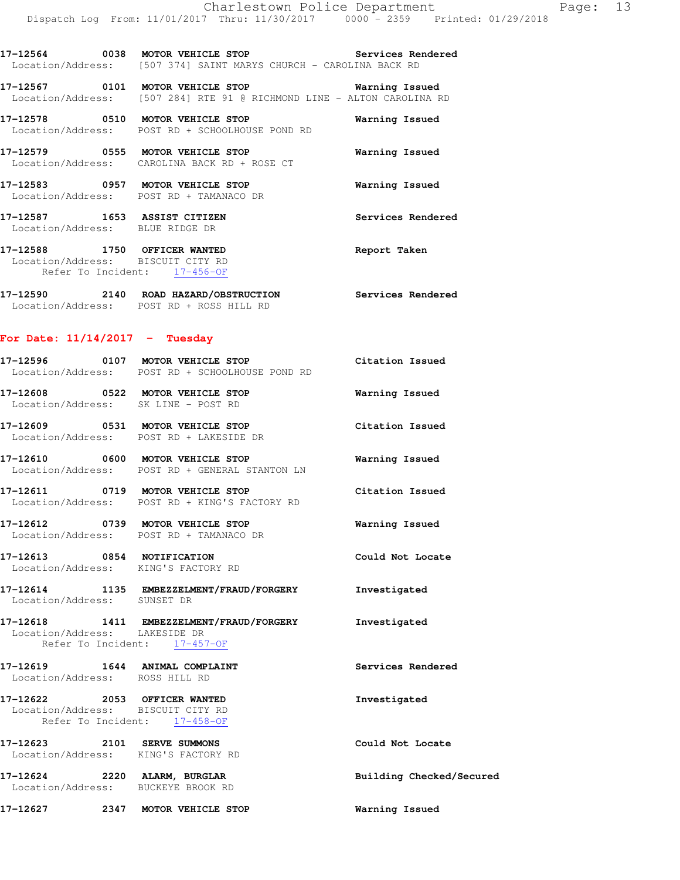17-12564 0038 MOTOR VEHICLE STOP Services Rendered
Location/Address: [507 374] SAINT MARYS CHURCH - CAROLINA BACK RD

17-12567 0101 MOTOR VEHICLE STOP Warning Issued
Location/Address: [507 284] RTE 91 @ RICHMOND LINE - ALTON CAROLINA RD

17-12578 0510 MOTOR VEHICLE STOP Warning Issued
Location/Address: POST RD + SCHOOLHOUSE POND RD

17-12579 0555 MOTOR VEHICLE STOP Warning Issued
Location/Address: CAROLINA BACK RD + ROSE CT

17-12583 0957 MOTOR VEHICLE STOP Warning Issued
Location/Address: POST RD + TAMANACO DR

17-12587 1653 ASSIST CITIZEN Services Rendered
Location/Address: BLUE RIDGE DR

17-12588 1750 OFFICER WANTED Report Taken
Location/Address: BISCUIT CITY RD
Refer To Incident: 17-456-OF

17-12590 2140 ROAD HAZARD/OBSTRUCTION Services Rendered
Location/Address: POST RD + ROSS HILL RD

## For Date: 11/14/2017 - Tuesday

17-12596 0107 MOTOR VEHICLE STOP Citation Issued
Location/Address: POST RD + SCHOOLHOUSE POND RD

17-12608 0522 MOTOR VEHICLE STOP Warning Issued
Location/Address: SK LINE - POST RD

17-12609 0531 MOTOR VEHICLE STOP Citation Issued
Location/Address: POST RD + LAKESIDE DR

17-12610 0600 MOTOR VEHICLE STOP Warning Issued
Location/Address: POST RD + GENERAL STANTON LN

17-12611 0719 MOTOR VEHICLE STOP Citation Issued
Location/Address: POST RD + KING'S FACTORY RD

17-12612 0739 MOTOR VEHICLE STOP Warning Issued
Location/Address: POST RD + TAMANACO DR

17-12613 0854 NOTIFICATION Could Not Locate
Location/Address: KING'S FACTORY RD

17-12614 1135 EMBEZZELMENT/FRAUD/FORGERY Investigated
Location/Address: SUNSET DR

17-12618 1411 EMBEZZELMENT/FRAUD/FORGERY Investigated
Location/Address: LAKESIDE DR
Refer To Incident: 17-457-OF

17-12619 1644 ANIMAL COMPLAINT Services Rendered
Location/Address: ROSS HILL RD

17-12622 2053 OFFICER WANTED Investigated
Location/Address: BISCUIT CITY RD
Refer To Incident: 17-458-OF

17-12623 2101 SERVE SUMMONS Could Not Locate
Location/Address: KING'S FACTORY RD

17-12624 2220 ALARM, BURGLAR Building Checked/Secured
Location/Address: BUCKEYE BROOK RD

17-12627 2347 MOTOR VEHICLE STOP Warning Issued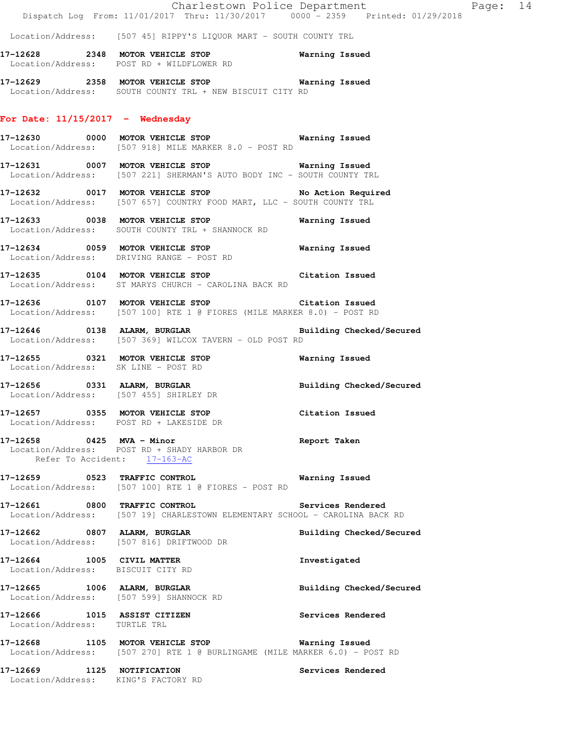Location/Address: [507 45] RIPPY'S LIQUOR MART - SOUTH COUNTY TRL

**17-12628 2348 MOTOR VEHICLE STOP** **Warning Issued**
Location/Address: POST RD + WILDFLOWER RD

**17-12629 2358 MOTOR VEHICLE STOP** **Warning Issued**
Location/Address: SOUTH COUNTY TRL + NEW BISCUIT CITY RD

## For Date: 11/15/2017 - Wednesday

**17-12630 0000 MOTOR VEHICLE STOP** **Warning Issued**
Location/Address: [507 918] MILE MARKER 8.0 - POST RD

**17-12631 0007 MOTOR VEHICLE STOP** **Warning Issued**
Location/Address: [507 221] SHERMAN'S AUTO BODY INC - SOUTH COUNTY TRL

**17-12632 0017 MOTOR VEHICLE STOP** **No Action Required**
Location/Address: [507 657] COUNTRY FOOD MART, LLC - SOUTH COUNTY TRL

**17-12633 0038 MOTOR VEHICLE STOP** **Warning Issued**
Location/Address: SOUTH COUNTY TRL + SHANNOCK RD

**17-12634 0059 MOTOR VEHICLE STOP** **Warning Issued**
Location/Address: DRIVING RANGE - POST RD

**17-12635 0104 MOTOR VEHICLE STOP** **Citation Issued**
Location/Address: ST MARYS CHURCH - CAROLINA BACK RD

**17-12636 0107 MOTOR VEHICLE STOP** **Citation Issued**
Location/Address: [507 100] RTE 1 @ FIORES (MILE MARKER 8.0) - POST RD

**17-12646 0138 ALARM, BURGLAR** **Building Checked/Secured**
Location/Address: [507 369] WILCOX TAVERN - OLD POST RD

**17-12655 0321 MOTOR VEHICLE STOP** **Warning Issued**
Location/Address: SK LINE - POST RD

**17-12656 0331 ALARM, BURGLAR** **Building Checked/Secured**
Location/Address: [507 455] SHIRLEY DR

**17-12657 0355 MOTOR VEHICLE STOP** **Citation Issued**
Location/Address: POST RD + LAKESIDE DR

**17-12658 0425 MVA - Minor** **Report Taken**
Location/Address: POST RD + SHADY HARBOR DR
Refer To Accident: 17-163-AC

**17-12659 0523 TRAFFIC CONTROL** **Warning Issued**
Location/Address: [507 100] RTE 1 @ FIORES - POST RD

**17-12661 0800 TRAFFIC CONTROL** **Services Rendered**
Location/Address: [507 19] CHARLESTOWN ELEMENTARY SCHOOL - CAROLINA BACK RD

**17-12662 0807 ALARM, BURGLAR** **Building Checked/Secured**
Location/Address: [507 816] DRIFTWOOD DR

**17-12664 1005 CIVIL MATTER** **Investigated**
Location/Address: BISCUIT CITY RD

**17-12665 1006 ALARM, BURGLAR** **Building Checked/Secured**
Location/Address: [507 599] SHANNOCK RD

**17-12666 1015 ASSIST CITIZEN** **Services Rendered**
Location/Address: TURTLE TRL

**17-12668 1105 MOTOR VEHICLE STOP** **Warning Issued**
Location/Address: [507 270] RTE 1 @ BURLINGAME (MILE MARKER 6.0) - POST RD

**17-12669 1125 NOTIFICATION** **Services Rendered**
Location/Address: KING'S FACTORY RD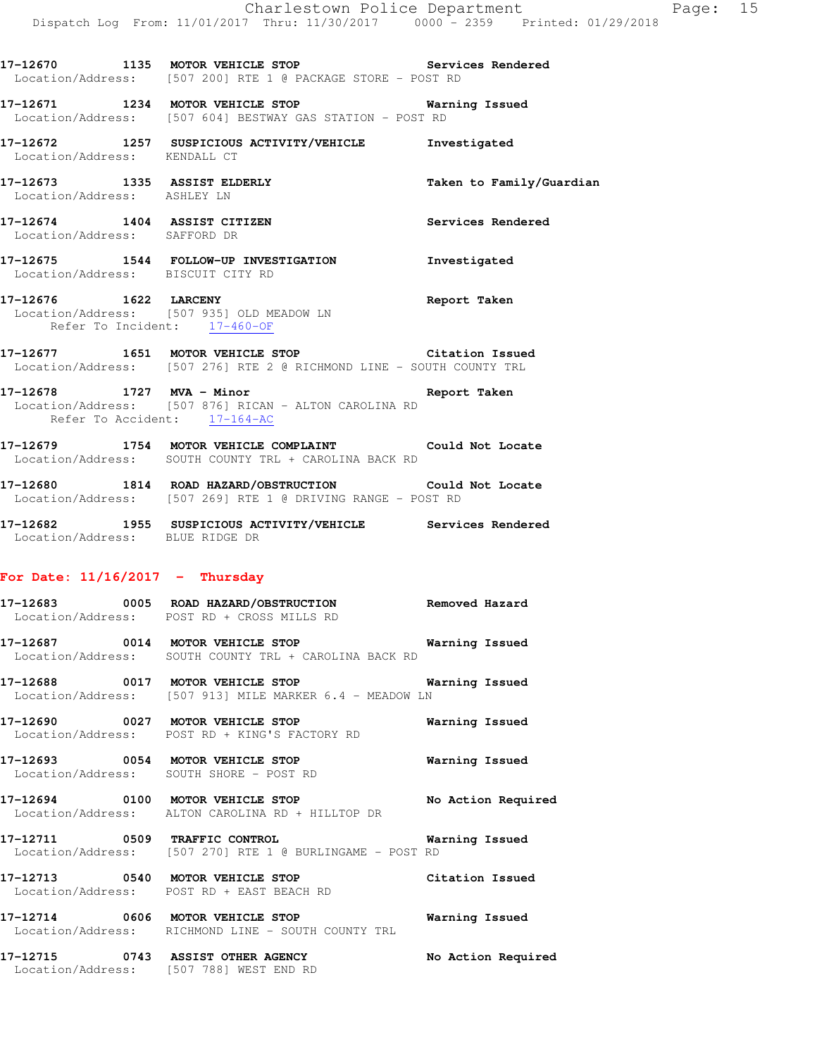**17-12670 1135 MOTOR VEHICLE STOP Services Rendered**
Location/Address: [507 200] RTE 1 @ PACKAGE STORE - POST RD

**17-12671 1234 MOTOR VEHICLE STOP Warning Issued**
Location/Address: [507 604] BESTWAY GAS STATION - POST RD

**17-12672 1257 SUSPICIOUS ACTIVITY/VEHICLE Investigated**
Location/Address: KENDALL CT

**17-12673 1335 ASSIST ELDERLY Taken to Family/Guardian**
Location/Address: ASHLEY LN

**17-12674 1404 ASSIST CITIZEN Services Rendered**
Location/Address: SAFFORD DR

**17-12675 1544 FOLLOW-UP INVESTIGATION Investigated**
Location/Address: BISCUIT CITY RD

**17-12676 1622 LARCENY Report Taken**
Location/Address: [507 935] OLD MEADOW LN
Refer To Incident: 17-460-OF

**17-12677 1651 MOTOR VEHICLE STOP Citation Issued**
Location/Address: [507 276] RTE 2 @ RICHMOND LINE - SOUTH COUNTY TRL

**17-12678 1727 MVA - Minor Report Taken**
Location/Address: [507 876] RICAN - ALTON CAROLINA RD
Refer To Accident: 17-164-AC

**17-12679 1754 MOTOR VEHICLE COMPLAINT Could Not Locate**
Location/Address: SOUTH COUNTY TRL + CAROLINA BACK RD

**17-12680 1814 ROAD HAZARD/OBSTRUCTION Could Not Locate**
Location/Address: [507 269] RTE 1 @ DRIVING RANGE - POST RD

**17-12682 1955 SUSPICIOUS ACTIVITY/VEHICLE Services Rendered**
Location/Address: BLUE RIDGE DR

## For Date: 11/16/2017 - Thursday

**17-12683 0005 ROAD HAZARD/OBSTRUCTION Removed Hazard**
Location/Address: POST RD + CROSS MILLS RD

**17-12687 0014 MOTOR VEHICLE STOP Warning Issued**
Location/Address: SOUTH COUNTY TRL + CAROLINA BACK RD

**17-12688 0017 MOTOR VEHICLE STOP Warning Issued**
Location/Address: [507 913] MILE MARKER 6.4 - MEADOW LN

**17-12690 0027 MOTOR VEHICLE STOP Warning Issued**
Location/Address: POST RD + KING'S FACTORY RD

**17-12693 0054 MOTOR VEHICLE STOP Warning Issued**
Location/Address: SOUTH SHORE - POST RD

**17-12694 0100 MOTOR VEHICLE STOP No Action Required**
Location/Address: ALTON CAROLINA RD + HILLTOP DR

**17-12711 0509 TRAFFIC CONTROL Warning Issued**
Location/Address: [507 270] RTE 1 @ BURLINGAME - POST RD

**17-12713 0540 MOTOR VEHICLE STOP Citation Issued**
Location/Address: POST RD + EAST BEACH RD

**17-12714 0606 MOTOR VEHICLE STOP Warning Issued**
Location/Address: RICHMOND LINE - SOUTH COUNTY TRL

**17-12715 0743 ASSIST OTHER AGENCY No Action Required**
Location/Address: [507 788] WEST END RD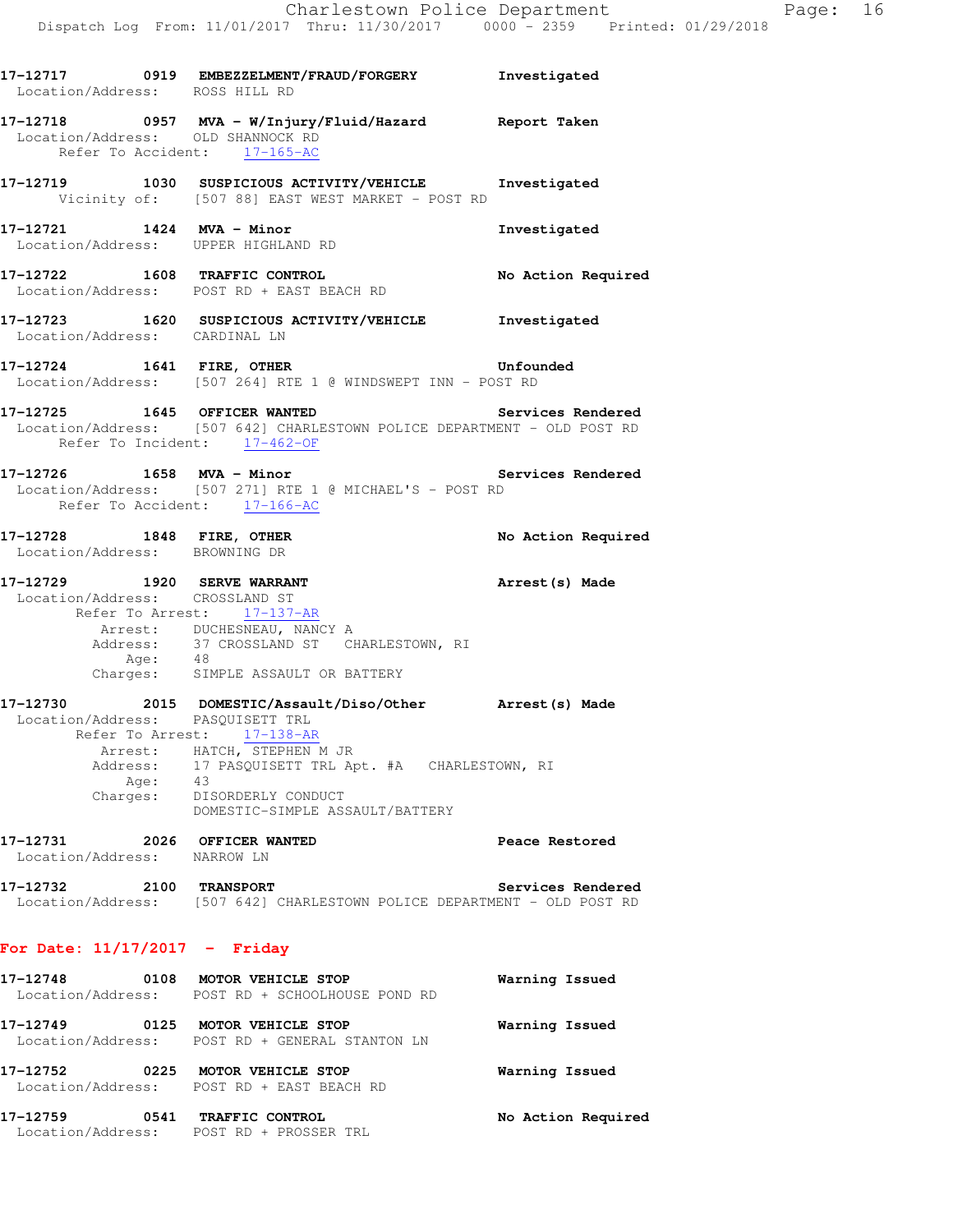**17-12717 0919 EMBEZZELMENT/FRAUD/FORGERY** Investigated
Location/Address: ROSS HILL RD

**17-12718 0957 MVA - W/Injury/Fluid/Hazard** Report Taken
Location/Address: OLD SHANNOCK RD
Refer To Accident: 17-165-AC

**17-12719 1030 SUSPICIOUS ACTIVITY/VEHICLE** Investigated
Vicinity of: [507 88] EAST WEST MARKET - POST RD

**17-12721 1424 MVA - Minor** Investigated
Location/Address: UPPER HIGHLAND RD

**17-12722 1608 TRAFFIC CONTROL** No Action Required
Location/Address: POST RD + EAST BEACH RD

**17-12723 1620 SUSPICIOUS ACTIVITY/VEHICLE** Investigated
Location/Address: CARDINAL LN

**17-12724 1641 FIRE, OTHER** Unfounded
Location/Address: [507 264] RTE 1 @ WINDSWEPT INN - POST RD

**17-12725 1645 OFFICER WANTED** Services Rendered
Location/Address: [507 642] CHARLESTOWN POLICE DEPARTMENT - OLD POST RD
Refer To Incident: 17-462-OF

**17-12726 1658 MVA - Minor** Services Rendered
Location/Address: [507 271] RTE 1 @ MICHAEL'S - POST RD
Refer To Accident: 17-166-AC

**17-12728 1848 FIRE, OTHER** No Action Required
Location/Address: BROWNING DR

**17-12729 1920 SERVE WARRANT** Arrest(s) Made
Location/Address: CROSSLAND ST
Refer To Arrest: 17-137-AR
Arrest: DUCHESNEAU, NANCY A
Address: 37 CROSSLAND ST CHARLESTOWN, RI
Age: 48
Charges: SIMPLE ASSAULT OR BATTERY

**17-12730 2015 DOMESTIC/Assault/Diso/Other** Arrest(s) Made
Location/Address: PASQUISETT TRL
Refer To Arrest: 17-138-AR
Arrest: HATCH, STEPHEN M JR
Address: 17 PASQUISETT TRL Apt. #A CHARLESTOWN, RI
Age: 43
Charges: DISORDERLY CONDUCT
DOMESTIC-SIMPLE ASSAULT/BATTERY

**17-12731 2026 OFFICER WANTED** Peace Restored
Location/Address: NARROW LN

**17-12732 2100 TRANSPORT** Services Rendered
Location/Address: [507 642] CHARLESTOWN POLICE DEPARTMENT - OLD POST RD

## For Date: 11/17/2017 - Friday

**17-12748 0108 MOTOR VEHICLE STOP** Warning Issued
Location/Address: POST RD + SCHOOLHOUSE POND RD

**17-12749 0125 MOTOR VEHICLE STOP** Warning Issued
Location/Address: POST RD + GENERAL STANTON LN

**17-12752 0225 MOTOR VEHICLE STOP** Warning Issued
Location/Address: POST RD + EAST BEACH RD

**17-12759 0541 TRAFFIC CONTROL** No Action Required
Location/Address: POST RD + PROSSER TRL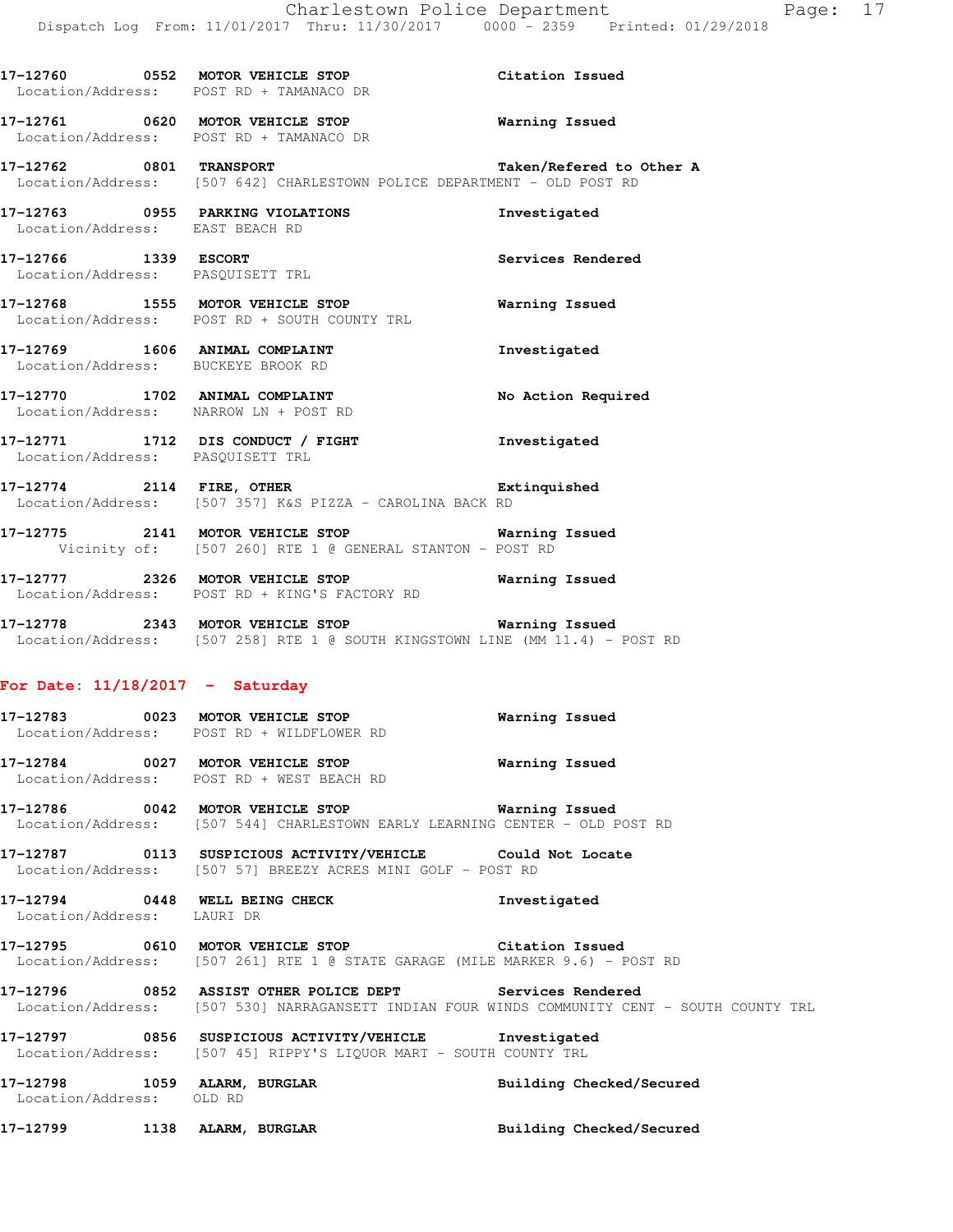**17-12760** 0552 **MOTOR VEHICLE STOP** **Citation Issued**
Location/Address: POST RD + TAMANACO DR

**17-12761** 0620 **MOTOR VEHICLE STOP** **Warning Issued**
Location/Address: POST RD + TAMANACO DR

**17-12762** 0801 **TRANSPORT** **Taken/Refered to Other A**
Location/Address: [507 642] CHARLESTOWN POLICE DEPARTMENT - OLD POST RD

**17-12763** 0955 **PARKING VIOLATIONS** **Investigated**
Location/Address: EAST BEACH RD

**17-12766** 1339 **ESCORT** **Services Rendered**
Location/Address: PASQUISETT TRL

**17-12768** 1555 **MOTOR VEHICLE STOP** **Warning Issued**
Location/Address: POST RD + SOUTH COUNTY TRL

**17-12769** 1606 **ANIMAL COMPLAINT** **Investigated**
Location/Address: BUCKEYE BROOK RD

**17-12770** 1702 **ANIMAL COMPLAINT** **No Action Required**
Location/Address: NARROW LN + POST RD

**17-12771** 1712 **DIS CONDUCT / FIGHT** **Investigated**
Location/Address: PASQUISETT TRL

**17-12774** 2114 **FIRE, OTHER** **Extinquished**
Location/Address: [507 357] K&S PIZZA - CAROLINA BACK RD

**17-12775** 2141 **MOTOR VEHICLE STOP** **Warning Issued**
Vicinity of: [507 260] RTE 1 @ GENERAL STANTON - POST RD

**17-12777** 2326 **MOTOR VEHICLE STOP** **Warning Issued**
Location/Address: POST RD + KING'S FACTORY RD

**17-12778** 2343 **MOTOR VEHICLE STOP** **Warning Issued**
Location/Address: [507 258] RTE 1 @ SOUTH KINGSTOWN LINE (MM 11.4) - POST RD

## For Date: 11/18/2017 - Saturday

**17-12783** 0023 **MOTOR VEHICLE STOP** **Warning Issued**
Location/Address: POST RD + WILDFLOWER RD

**17-12784** 0027 **MOTOR VEHICLE STOP** **Warning Issued**
Location/Address: POST RD + WEST BEACH RD

**17-12786** 0042 **MOTOR VEHICLE STOP** **Warning Issued**
Location/Address: [507 544] CHARLESTOWN EARLY LEARNING CENTER - OLD POST RD

**17-12787** 0113 **SUSPICIOUS ACTIVITY/VEHICLE** **Could Not Locate**
Location/Address: [507 57] BREEZY ACRES MINI GOLF - POST RD

**17-12794** 0448 **WELL BEING CHECK** **Investigated**
Location/Address: LAURI DR

**17-12795** 0610 **MOTOR VEHICLE STOP** **Citation Issued**
Location/Address: [507 261] RTE 1 @ STATE GARAGE (MILE MARKER 9.6) - POST RD

**17-12796** 0852 **ASSIST OTHER POLICE DEPT** **Services Rendered**
Location/Address: [507 530] NARRAGANSETT INDIAN FOUR WINDS COMMUNITY CENT - SOUTH COUNTY TRL

**17-12797** 0856 **SUSPICIOUS ACTIVITY/VEHICLE** **Investigated**
Location/Address: [507 45] RIPPY'S LIQUOR MART - SOUTH COUNTY TRL

**17-12798** 1059 **ALARM, BURGLAR** **Building Checked/Secured**
Location/Address: OLD RD

**17-12799** 1138 **ALARM, BURGLAR** **Building Checked/Secured**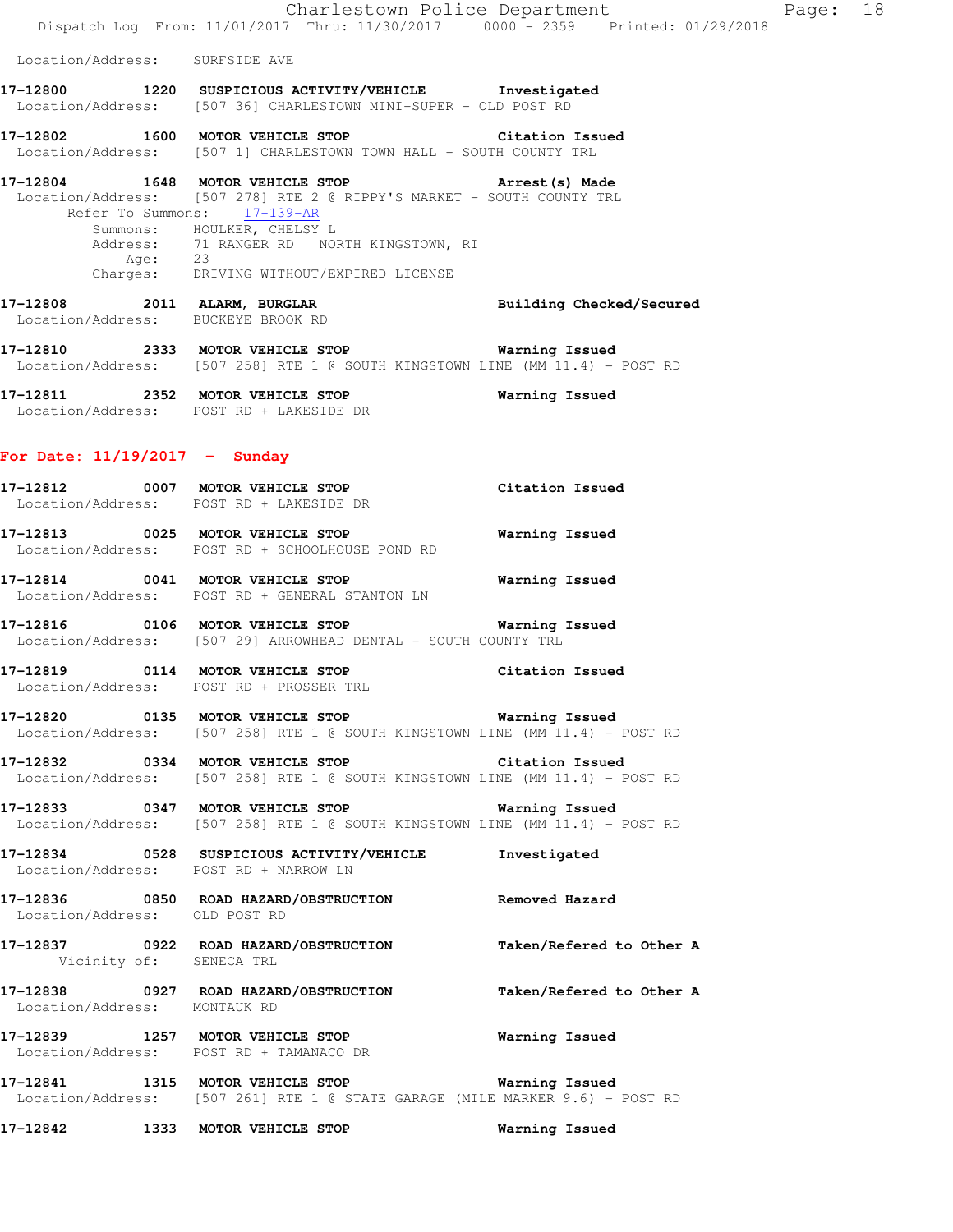Location/Address: SURFSIDE AVE

**17-12800** 1220 **SUSPICIOUS ACTIVITY/VEHICLE** **Investigated**
Location/Address: [507 36] CHARLESTOWN MINI-SUPER - OLD POST RD

**17-12802** 1600 **MOTOR VEHICLE STOP** **Citation Issued**
Location/Address: [507 1] CHARLESTOWN TOWN HALL - SOUTH COUNTY TRL

**17-12804** 1648 **MOTOR VEHICLE STOP** **Arrest(s) Made**
Location/Address: [507 278] RTE 2 @ RIPPY'S MARKET - SOUTH COUNTY TRL
Refer To Summons: 17-139-AR
Summons: HOULKER, CHELSY L
Address: 71 RANGER RD NORTH KINGSTOWN, RI
Age: 23
Charges: DRIVING WITHOUT/EXPIRED LICENSE

**17-12808** 2011 **ALARM, BURGLAR** **Building Checked/Secured**
Location/Address: BUCKEYE BROOK RD

**17-12810** 2333 **MOTOR VEHICLE STOP** **Warning Issued**
Location/Address: [507 258] RTE 1 @ SOUTH KINGSTOWN LINE (MM 11.4) - POST RD

**17-12811** 2352 **MOTOR VEHICLE STOP** **Warning Issued**
Location/Address: POST RD + LAKESIDE DR

## For Date: 11/19/2017 - Sunday

**17-12812** 0007 **MOTOR VEHICLE STOP** **Citation Issued**
Location/Address: POST RD + LAKESIDE DR

**17-12813** 0025 **MOTOR VEHICLE STOP** **Warning Issued**
Location/Address: POST RD + SCHOOLHOUSE POND RD

**17-12814** 0041 **MOTOR VEHICLE STOP** **Warning Issued**
Location/Address: POST RD + GENERAL STANTON LN

**17-12816** 0106 **MOTOR VEHICLE STOP** **Warning Issued**
Location/Address: [507 29] ARROWHEAD DENTAL - SOUTH COUNTY TRL

**17-12819** 0114 **MOTOR VEHICLE STOP** **Citation Issued**
Location/Address: POST RD + PROSSER TRL

**17-12820** 0135 **MOTOR VEHICLE STOP** **Warning Issued**
Location/Address: [507 258] RTE 1 @ SOUTH KINGSTOWN LINE (MM 11.4) - POST RD

**17-12832** 0334 **MOTOR VEHICLE STOP** **Citation Issued**
Location/Address: [507 258] RTE 1 @ SOUTH KINGSTOWN LINE (MM 11.4) - POST RD

**17-12833** 0347 **MOTOR VEHICLE STOP** **Warning Issued**
Location/Address: [507 258] RTE 1 @ SOUTH KINGSTOWN LINE (MM 11.4) - POST RD

**17-12834** 0528 **SUSPICIOUS ACTIVITY/VEHICLE** **Investigated**
Location/Address: POST RD + NARROW LN

**17-12836** 0850 **ROAD HAZARD/OBSTRUCTION** **Removed Hazard**
Location/Address: OLD POST RD

**17-12837** 0922 **ROAD HAZARD/OBSTRUCTION** **Taken/Refered to Other A**
Vicinity of: SENECA TRL

**17-12838** 0927 **ROAD HAZARD/OBSTRUCTION** **Taken/Refered to Other A**
Location/Address: MONTAUK RD

**17-12839** 1257 **MOTOR VEHICLE STOP** **Warning Issued**
Location/Address: POST RD + TAMANACO DR

**17-12841** 1315 **MOTOR VEHICLE STOP** **Warning Issued**
Location/Address: [507 261] RTE 1 @ STATE GARAGE (MILE MARKER 9.6) - POST RD

**17-12842** 1333 **MOTOR VEHICLE STOP** **Warning Issued**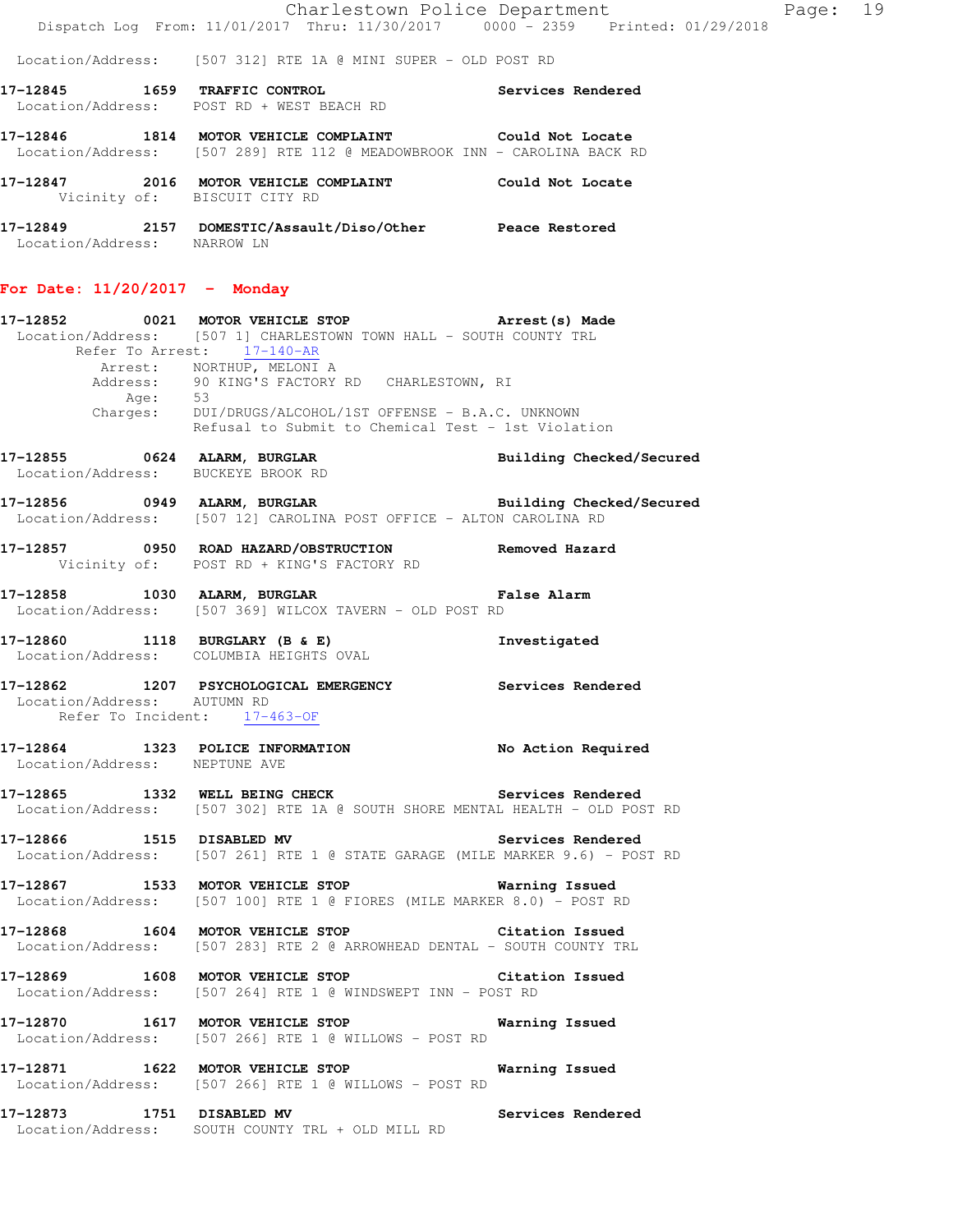Location/Address: [507 312] RTE 1A @ MINI SUPER - OLD POST RD

**17-12845 1659 TRAFFIC CONTROL** Services Rendered
Location/Address: POST RD + WEST BEACH RD

**17-12846 1814 MOTOR VEHICLE COMPLAINT** Could Not Locate
Location/Address: [507 289] RTE 112 @ MEADOWBROOK INN - CAROLINA BACK RD

**17-12847 2016 MOTOR VEHICLE COMPLAINT** Could Not Locate
Vicinity of: BISCUIT CITY RD

**17-12849 2157 DOMESTIC/Assault/Diso/Other** Peace Restored
Location/Address: NARROW LN

## For Date: 11/20/2017 - Monday

**17-12852 0021 MOTOR VEHICLE STOP** Arrest(s) Made
Location/Address: [507 1] CHARLESTOWN TOWN HALL - SOUTH COUNTY TRL
Refer To Arrest: 17-140-AR
Arrest: NORTHUP, MELONI A
Address: 90 KING'S FACTORY RD CHARLESTOWN, RI
Age: 53
Charges: DUI/DRUGS/ALCOHOL/1ST OFFENSE - B.A.C. UNKNOWN
Refusal to Submit to Chemical Test - 1st Violation

**17-12855 0624 ALARM, BURGLAR** Building Checked/Secured
Location/Address: BUCKEYE BROOK RD

**17-12856 0949 ALARM, BURGLAR** Building Checked/Secured
Location/Address: [507 12] CAROLINA POST OFFICE - ALTON CAROLINA RD

**17-12857 0950 ROAD HAZARD/OBSTRUCTION** Removed Hazard
Vicinity of: POST RD + KING'S FACTORY RD

**17-12858 1030 ALARM, BURGLAR** False Alarm
Location/Address: [507 369] WILCOX TAVERN - OLD POST RD

**17-12860 1118 BURGLARY (B & E)** Investigated
Location/Address: COLUMBIA HEIGHTS OVAL

**17-12862 1207 PSYCHOLOGICAL EMERGENCY** Services Rendered
Location/Address: AUTUMN RD
Refer To Incident: 17-463-OF

**17-12864 1323 POLICE INFORMATION** No Action Required
Location/Address: NEPTUNE AVE

**17-12865 1332 WELL BEING CHECK** Services Rendered
Location/Address: [507 302] RTE 1A @ SOUTH SHORE MENTAL HEALTH - OLD POST RD

**17-12866 1515 DISABLED MV** Services Rendered
Location/Address: [507 261] RTE 1 @ STATE GARAGE (MILE MARKER 9.6) - POST RD

**17-12867 1533 MOTOR VEHICLE STOP** Warning Issued
Location/Address: [507 100] RTE 1 @ FIORES (MILE MARKER 8.0) - POST RD

**17-12868 1604 MOTOR VEHICLE STOP** Citation Issued
Location/Address: [507 283] RTE 2 @ ARROWHEAD DENTAL - SOUTH COUNTY TRL

**17-12869 1608 MOTOR VEHICLE STOP** Citation Issued
Location/Address: [507 264] RTE 1 @ WINDSWEPT INN - POST RD

**17-12870 1617 MOTOR VEHICLE STOP** Warning Issued
Location/Address: [507 266] RTE 1 @ WILLOWS - POST RD

**17-12871 1622 MOTOR VEHICLE STOP** Warning Issued
Location/Address: [507 266] RTE 1 @ WILLOWS - POST RD

**17-12873 1751 DISABLED MV** Services Rendered
Location/Address: SOUTH COUNTY TRL + OLD MILL RD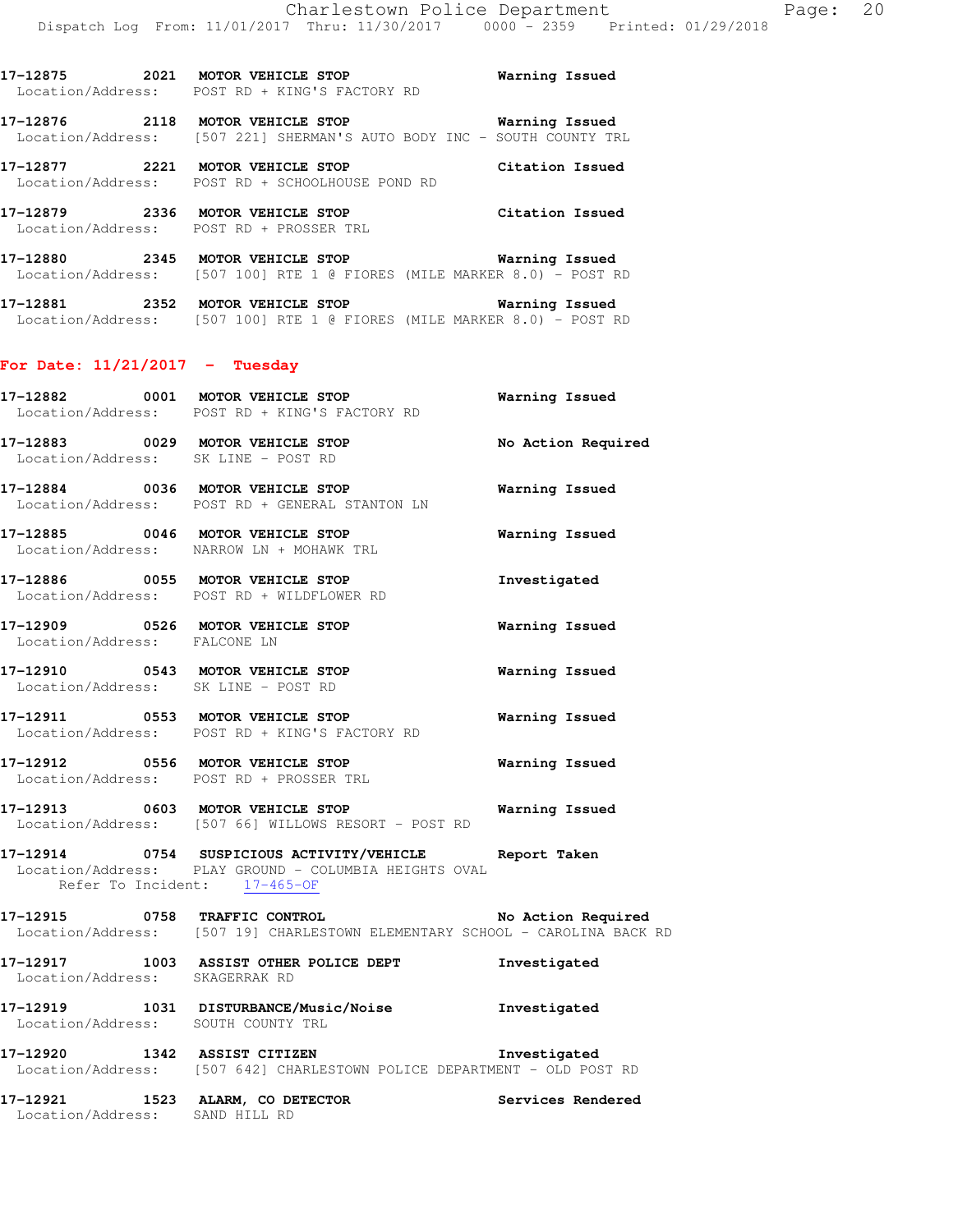17-12875 2021 **MOTOR VEHICLE STOP** **Warning Issued**
Location/Address: POST RD + KING'S FACTORY RD

17-12876 2118 **MOTOR VEHICLE STOP** **Warning Issued**
Location/Address: [507 221] SHERMAN'S AUTO BODY INC - SOUTH COUNTY TRL

17-12877 2221 **MOTOR VEHICLE STOP** **Citation Issued**
Location/Address: POST RD + SCHOOLHOUSE POND RD

17-12879 2336 **MOTOR VEHICLE STOP** **Citation Issued**
Location/Address: POST RD + PROSSER TRL

17-12880 2345 **MOTOR VEHICLE STOP** **Warning Issued**
Location/Address: [507 100] RTE 1 @ FIORES (MILE MARKER 8.0) - POST RD

17-12881 2352 **MOTOR VEHICLE STOP** **Warning Issued**
Location/Address: [507 100] RTE 1 @ FIORES (MILE MARKER 8.0) - POST RD

## For Date: 11/21/2017 - Tuesday

17-12882 0001 **MOTOR VEHICLE STOP** **Warning Issued**
Location/Address: POST RD + KING'S FACTORY RD

17-12883 0029 **MOTOR VEHICLE STOP** **No Action Required**
Location/Address: SK LINE - POST RD

17-12884 0036 **MOTOR VEHICLE STOP** **Warning Issued**
Location/Address: POST RD + GENERAL STANTON LN

17-12885 0046 **MOTOR VEHICLE STOP** **Warning Issued**
Location/Address: NARROW LN + MOHAWK TRL

17-12886 0055 **MOTOR VEHICLE STOP** **Investigated**
Location/Address: POST RD + WILDFLOWER RD

17-12909 0526 **MOTOR VEHICLE STOP** **Warning Issued**
Location/Address: FALCONE LN

17-12910 0543 **MOTOR VEHICLE STOP** **Warning Issued**
Location/Address: SK LINE - POST RD

17-12911 0553 **MOTOR VEHICLE STOP** **Warning Issued**
Location/Address: POST RD + KING'S FACTORY RD

17-12912 0556 **MOTOR VEHICLE STOP** **Warning Issued**
Location/Address: POST RD + PROSSER TRL

17-12913 0603 **MOTOR VEHICLE STOP** **Warning Issued**
Location/Address: [507 66] WILLOWS RESORT - POST RD

17-12914 0754 **SUSPICIOUS ACTIVITY/VEHICLE** **Report Taken**
Location/Address: PLAY GROUND - COLUMBIA HEIGHTS OVAL
Refer To Incident: 17-465-OF

17-12915 0758 **TRAFFIC CONTROL** **No Action Required**
Location/Address: [507 19] CHARLESTOWN ELEMENTARY SCHOOL - CAROLINA BACK RD

17-12917 1003 **ASSIST OTHER POLICE DEPT** **Investigated**
Location/Address: SKAGERRAK RD

17-12919 1031 **DISTURBANCE/Music/Noise** **Investigated**
Location/Address: SOUTH COUNTY TRL

17-12920 1342 **ASSIST CITIZEN** **Investigated**
Location/Address: [507 642] CHARLESTOWN POLICE DEPARTMENT - OLD POST RD

17-12921 1523 **ALARM, CO DETECTOR** **Services Rendered**
Location/Address: SAND HILL RD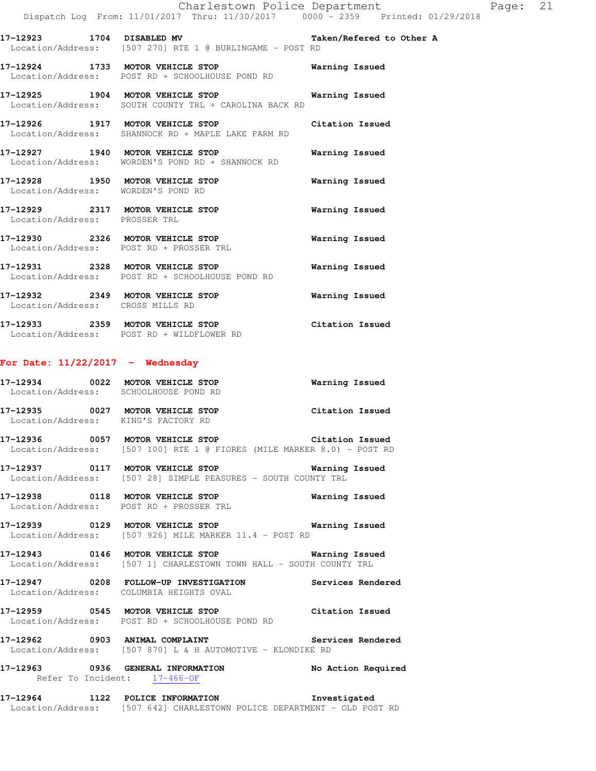**17-12923 1704 DISABLED MV** Taken/Refered to Other A
Location/Address: [507 270] RTE 1 @ BURLINGAME - POST RD

**17-12924 1733 MOTOR VEHICLE STOP** Warning Issued
Location/Address: POST RD + SCHOOLHOUSE POND RD

**17-12925 1904 MOTOR VEHICLE STOP** Warning Issued
Location/Address: SOUTH COUNTY TRL + CAROLINA BACK RD

**17-12926 1917 MOTOR VEHICLE STOP** Citation Issued
Location/Address: SHANNOCK RD + MAPLE LAKE FARM RD

**17-12927 1940 MOTOR VEHICLE STOP** Warning Issued
Location/Address: WORDEN'S POND RD + SHANNOCK RD

**17-12928 1950 MOTOR VEHICLE STOP** Warning Issued
Location/Address: WORDEN'S POND RD

**17-12929 2317 MOTOR VEHICLE STOP** Warning Issued
Location/Address: PROSSER TRL

**17-12930 2326 MOTOR VEHICLE STOP** Warning Issued
Location/Address: POST RD + PROSSER TRL

**17-12931 2328 MOTOR VEHICLE STOP** Warning Issued
Location/Address: POST RD + SCHOOLHOUSE POND RD

**17-12932 2349 MOTOR VEHICLE STOP** Warning Issued
Location/Address: CROSS MILLS RD

**17-12933 2359 MOTOR VEHICLE STOP** Citation Issued
Location/Address: POST RD + WILDFLOWER RD

## For Date: 11/22/2017 - Wednesday

**17-12934 0022 MOTOR VEHICLE STOP** Warning Issued
Location/Address: SCHOOLHOUSE POND RD

**17-12935 0027 MOTOR VEHICLE STOP** Citation Issued
Location/Address: KING'S FACTORY RD

**17-12936 0057 MOTOR VEHICLE STOP** Citation Issued
Location/Address: [507 100] RTE 1 @ FIORES (MILE MARKER 8.0) - POST RD

**17-12937 0117 MOTOR VEHICLE STOP** Warning Issued
Location/Address: [507 28] SIMPLE PEASURES - SOUTH COUNTY TRL

**17-12938 0118 MOTOR VEHICLE STOP** Warning Issued
Location/Address: POST RD + PROSSER TRL

**17-12939 0129 MOTOR VEHICLE STOP** Warning Issued
Location/Address: [507 926] MILE MARKER 11.4 - POST RD

**17-12943 0146 MOTOR VEHICLE STOP** Warning Issued
Location/Address: [507 1] CHARLESTOWN TOWN HALL - SOUTH COUNTY TRL

**17-12947 0208 FOLLOW-UP INVESTIGATION** Services Rendered
Location/Address: COLUMBIA HEIGHTS OVAL

**17-12959 0545 MOTOR VEHICLE STOP** Citation Issued
Location/Address: POST RD + SCHOOLHOUSE POND RD

**17-12962 0903 ANIMAL COMPLAINT** Services Rendered
Location/Address: [507 870] L & H AUTOMOTIVE - KLONDIKE RD

**17-12963 0936 GENERAL INFORMATION** No Action Required
Refer To Incident: 17-466-OF

**17-12964 1122 POLICE INFORMATION** Investigated
Location/Address: [507 642] CHARLESTOWN POLICE DEPARTMENT - OLD POST RD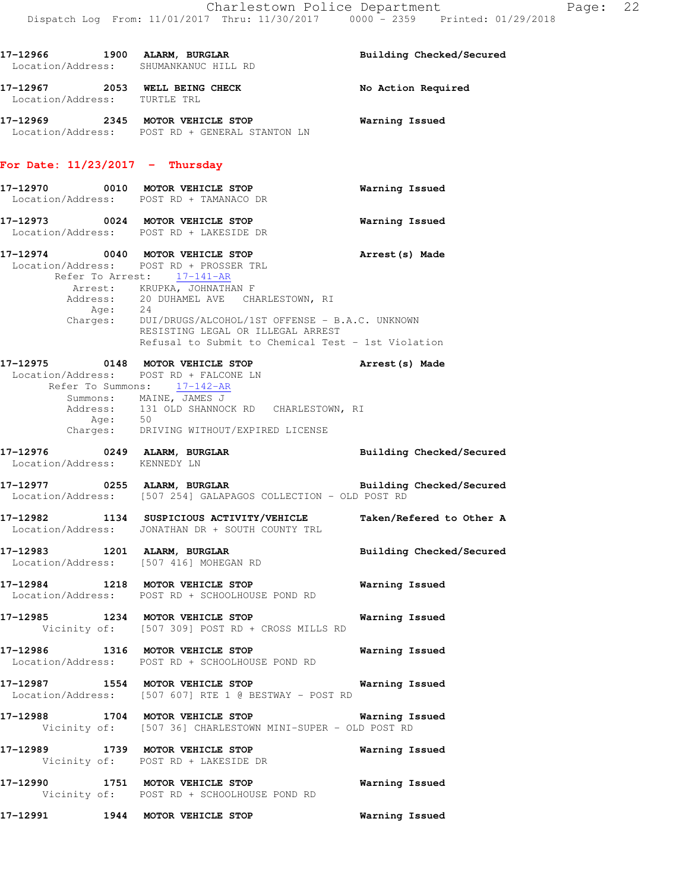17-12966 1900 ALARM, BURGLAR Building Checked/Secured
Location/Address: SHUMANKANUC HILL RD

17-12967 2053 WELL BEING CHECK No Action Required
Location/Address: TURTLE TRL

17-12969 2345 MOTOR VEHICLE STOP Warning Issued
Location/Address: POST RD + GENERAL STANTON LN

## For Date: 11/23/2017 - Thursday

17-12970 0010 MOTOR VEHICLE STOP Warning Issued
Location/Address: POST RD + TAMANACO DR

17-12973 0024 MOTOR VEHICLE STOP Warning Issued
Location/Address: POST RD + LAKESIDE DR

17-12974 0040 MOTOR VEHICLE STOP Arrest(s) Made
Location/Address: POST RD + PROSSER TRL
Refer To Arrest: 17-141-AR
Arrest: KRUPKA, JOHNATHAN F
Address: 20 DUHAMEL AVE CHARLESTOWN, RI
Age: 24
Charges: DUI/DRUGS/ALCOHOL/1ST OFFENSE - B.A.C. UNKNOWN
RESISTING LEGAL OR ILLEGAL ARREST
Refusal to Submit to Chemical Test - 1st Violation

17-12975 0148 MOTOR VEHICLE STOP Arrest(s) Made
Location/Address: POST RD + FALCONE LN
Refer To Summons: 17-142-AR
Summons: MAINE, JAMES J
Address: 131 OLD SHANNOCK RD CHARLESTOWN, RI
Age: 50
Charges: DRIVING WITHOUT/EXPIRED LICENSE

17-12976 0249 ALARM, BURGLAR Building Checked/Secured
Location/Address: KENNEDY LN

17-12977 0255 ALARM, BURGLAR Building Checked/Secured
Location/Address: [507 254] GALAPAGOS COLLECTION - OLD POST RD

17-12982 1134 SUSPICIOUS ACTIVITY/VEHICLE Taken/Refered to Other A
Location/Address: JONATHAN DR + SOUTH COUNTY TRL

17-12983 1201 ALARM, BURGLAR Building Checked/Secured
Location/Address: [507 416] MOHEGAN RD

17-12984 1218 MOTOR VEHICLE STOP Warning Issued
Location/Address: POST RD + SCHOOLHOUSE POND RD

17-12985 1234 MOTOR VEHICLE STOP Warning Issued
Vicinity of: [507 309] POST RD + CROSS MILLS RD

17-12986 1316 MOTOR VEHICLE STOP Warning Issued
Location/Address: POST RD + SCHOOLHOUSE POND RD

17-12987 1554 MOTOR VEHICLE STOP Warning Issued
Location/Address: [507 607] RTE 1 @ BESTWAY - POST RD

17-12988 1704 MOTOR VEHICLE STOP Warning Issued
Vicinity of: [507 36] CHARLESTOWN MINI-SUPER - OLD POST RD

17-12989 1739 MOTOR VEHICLE STOP Warning Issued
Vicinity of: POST RD + LAKESIDE DR

17-12990 1751 MOTOR VEHICLE STOP Warning Issued
Vicinity of: POST RD + SCHOOLHOUSE POND RD

17-12991 1944 MOTOR VEHICLE STOP Warning Issued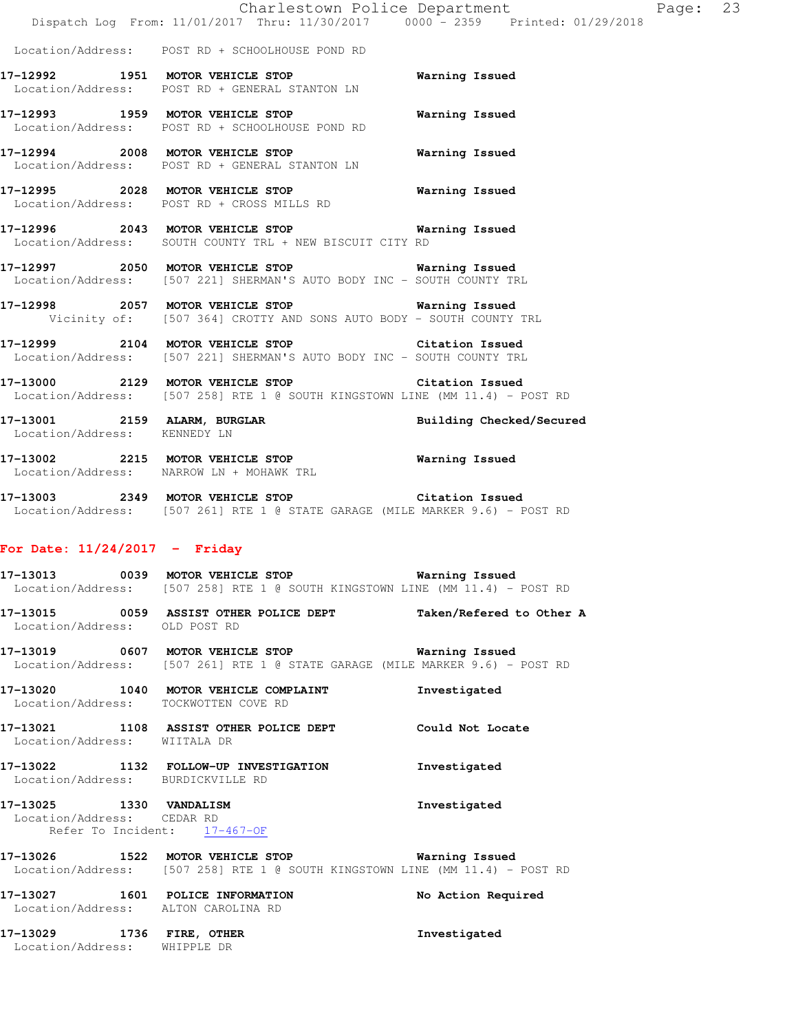Location/Address: POST RD + SCHOOLHOUSE POND RD

**17-12992 1951 MOTOR VEHICLE STOP** Warning Issued
Location/Address: POST RD + GENERAL STANTON LN

**17-12993 1959 MOTOR VEHICLE STOP** Warning Issued
Location/Address: POST RD + SCHOOLHOUSE POND RD

**17-12994 2008 MOTOR VEHICLE STOP** Warning Issued
Location/Address: POST RD + GENERAL STANTON LN

**17-12995 2028 MOTOR VEHICLE STOP** Warning Issued
Location/Address: POST RD + CROSS MILLS RD

**17-12996 2043 MOTOR VEHICLE STOP** Warning Issued
Location/Address: SOUTH COUNTY TRL + NEW BISCUIT CITY RD

**17-12997 2050 MOTOR VEHICLE STOP** Warning Issued
Location/Address: [507 221] SHERMAN'S AUTO BODY INC - SOUTH COUNTY TRL

**17-12998 2057 MOTOR VEHICLE STOP** Warning Issued
Vicinity of: [507 364] CROTTY AND SONS AUTO BODY - SOUTH COUNTY TRL

**17-12999 2104 MOTOR VEHICLE STOP** Citation Issued
Location/Address: [507 221] SHERMAN'S AUTO BODY INC - SOUTH COUNTY TRL

**17-13000 2129 MOTOR VEHICLE STOP** Citation Issued
Location/Address: [507 258] RTE 1 @ SOUTH KINGSTOWN LINE (MM 11.4) - POST RD

**17-13001 2159 ALARM, BURGLAR** Building Checked/Secured
Location/Address: KENNEDY LN

**17-13002 2215 MOTOR VEHICLE STOP** Warning Issued
Location/Address: NARROW LN + MOHAWK TRL

**17-13003 2349 MOTOR VEHICLE STOP** Citation Issued
Location/Address: [507 261] RTE 1 @ STATE GARAGE (MILE MARKER 9.6) - POST RD

## For Date: 11/24/2017 - Friday

**17-13013 0039 MOTOR VEHICLE STOP** Warning Issued
Location/Address: [507 258] RTE 1 @ SOUTH KINGSTOWN LINE (MM 11.4) - POST RD

**17-13015 0059 ASSIST OTHER POLICE DEPT** Taken/Refered to Other A
Location/Address: OLD POST RD

**17-13019 0607 MOTOR VEHICLE STOP** Warning Issued
Location/Address: [507 261] RTE 1 @ STATE GARAGE (MILE MARKER 9.6) - POST RD

**17-13020 1040 MOTOR VEHICLE COMPLAINT** Investigated
Location/Address: TOCKWOTTEN COVE RD

**17-13021 1108 ASSIST OTHER POLICE DEPT** Could Not Locate
Location/Address: WIITALA DR

**17-13022 1132 FOLLOW-UP INVESTIGATION** Investigated
Location/Address: BURDICKVILLE RD

**17-13025 1330 VANDALISM** Investigated
Location/Address: CEDAR RD
Refer To Incident: 17-467-OF

**17-13026 1522 MOTOR VEHICLE STOP** Warning Issued
Location/Address: [507 258] RTE 1 @ SOUTH KINGSTOWN LINE (MM 11.4) - POST RD

**17-13027 1601 POLICE INFORMATION** No Action Required
Location/Address: ALTON CAROLINA RD

**17-13029 1736 FIRE, OTHER** Investigated
Location/Address: WHIPPLE DR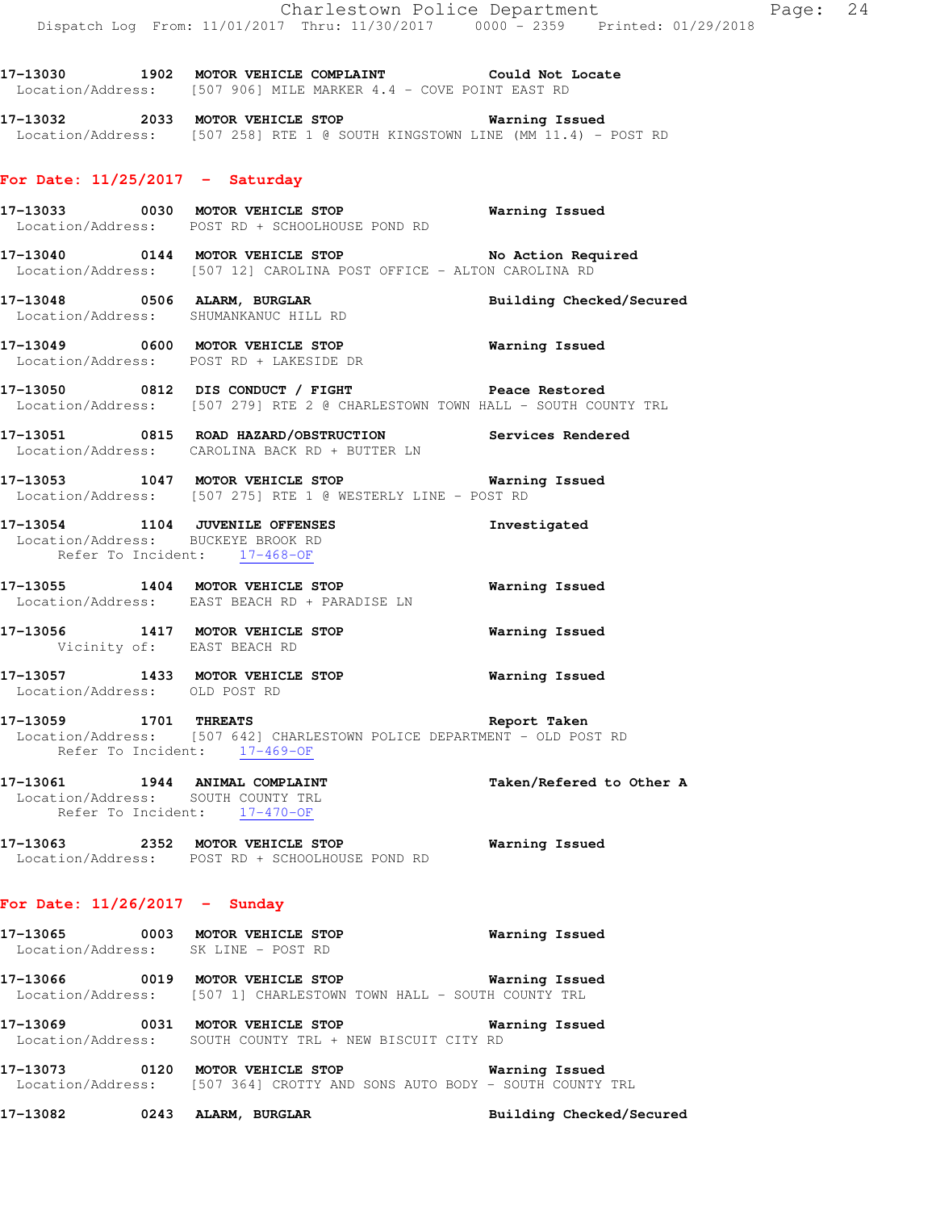17-13030 1902 **MOTOR VEHICLE COMPLAINT** **Could Not Locate**
Location/Address: [507 906] MILE MARKER 4.4 - COVE POINT EAST RD

17-13032 2033 **MOTOR VEHICLE STOP** **Warning Issued**
Location/Address: [507 258] RTE 1 @ SOUTH KINGSTOWN LINE (MM 11.4) - POST RD

## For Date: 11/25/2017 - Saturday

17-13033 0030 **MOTOR VEHICLE STOP** **Warning Issued**
Location/Address: POST RD + SCHOOLHOUSE POND RD

17-13040 0144 **MOTOR VEHICLE STOP** **No Action Required**
Location/Address: [507 12] CAROLINA POST OFFICE - ALTON CAROLINA RD

17-13048 0506 **ALARM, BURGLAR** **Building Checked/Secured**
Location/Address: SHUMANKANUC HILL RD

17-13049 0600 **MOTOR VEHICLE STOP** **Warning Issued**
Location/Address: POST RD + LAKESIDE DR

17-13050 0812 **DIS CONDUCT / FIGHT** **Peace Restored**
Location/Address: [507 279] RTE 2 @ CHARLESTOWN TOWN HALL - SOUTH COUNTY TRL

17-13051 0815 **ROAD HAZARD/OBSTRUCTION** **Services Rendered**
Location/Address: CAROLINA BACK RD + BUTTER LN

17-13053 1047 **MOTOR VEHICLE STOP** **Warning Issued**
Location/Address: [507 275] RTE 1 @ WESTERLY LINE - POST RD

17-13054 1104 **JUVENILE OFFENSES** **Investigated**
Location/Address: BUCKEYE BROOK RD
Refer To Incident: 17-468-OF

17-13055 1404 **MOTOR VEHICLE STOP** **Warning Issued**
Location/Address: EAST BEACH RD + PARADISE LN

17-13056 1417 **MOTOR VEHICLE STOP** **Warning Issued**
Vicinity of: EAST BEACH RD

17-13057 1433 **MOTOR VEHICLE STOP** **Warning Issued**
Location/Address: OLD POST RD

17-13059 1701 **THREATS** **Report Taken**
Location/Address: [507 642] CHARLESTOWN POLICE DEPARTMENT - OLD POST RD
Refer To Incident: 17-469-OF

17-13061 1944 **ANIMAL COMPLAINT** **Taken/Refered to Other A**
Location/Address: SOUTH COUNTY TRL
Refer To Incident: 17-470-OF

17-13063 2352 **MOTOR VEHICLE STOP** **Warning Issued**
Location/Address: POST RD + SCHOOLHOUSE POND RD

## For Date: 11/26/2017 - Sunday

17-13065 0003 **MOTOR VEHICLE STOP** **Warning Issued**
Location/Address: SK LINE - POST RD

17-13066 0019 **MOTOR VEHICLE STOP** **Warning Issued**
Location/Address: [507 1] CHARLESTOWN TOWN HALL - SOUTH COUNTY TRL

17-13069 0031 **MOTOR VEHICLE STOP** **Warning Issued**
Location/Address: SOUTH COUNTY TRL + NEW BISCUIT CITY RD

17-13073 0120 **MOTOR VEHICLE STOP** **Warning Issued**
Location/Address: [507 364] CROTTY AND SONS AUTO BODY - SOUTH COUNTY TRL

17-13082 0243 **ALARM, BURGLAR** **Building Checked/Secured**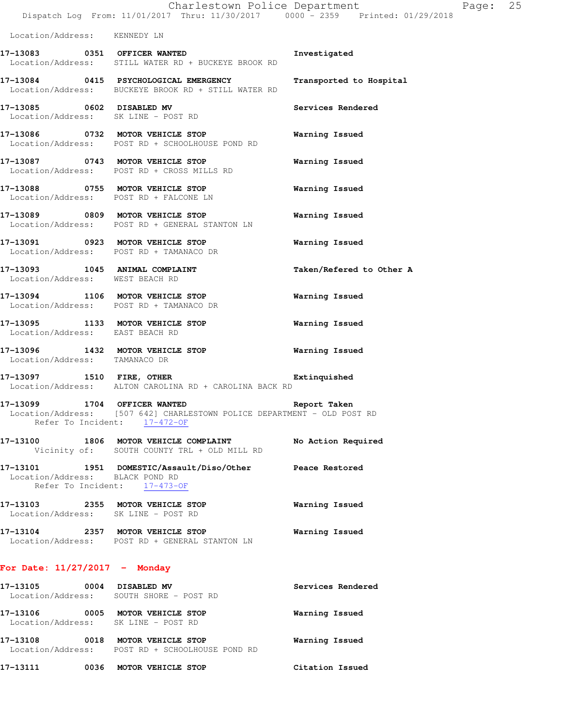Location/Address: KENNEDY LN

**17-13083** 0351 **OFFICER WANTED** **Investigated**
Location/Address: STILL WATER RD + BUCKEYE BROOK RD

**17-13084** 0415 **PSYCHOLOGICAL EMERGENCY** **Transported to Hospital**
Location/Address: BUCKEYE BROOK RD + STILL WATER RD

**17-13085** 0602 **DISABLED MV** **Services Rendered**
Location/Address: SK LINE - POST RD

**17-13086** 0732 **MOTOR VEHICLE STOP** **Warning Issued**
Location/Address: POST RD + SCHOOLHOUSE POND RD

**17-13087** 0743 **MOTOR VEHICLE STOP** **Warning Issued**
Location/Address: POST RD + CROSS MILLS RD

**17-13088** 0755 **MOTOR VEHICLE STOP** **Warning Issued**
Location/Address: POST RD + FALCONE LN

**17-13089** 0809 **MOTOR VEHICLE STOP** **Warning Issued**
Location/Address: POST RD + GENERAL STANTON LN

**17-13091** 0923 **MOTOR VEHICLE STOP** **Warning Issued**
Location/Address: POST RD + TAMANACO DR

**17-13093** 1045 **ANIMAL COMPLAINT** **Taken/Refered to Other A**
Location/Address: WEST BEACH RD

**17-13094** 1106 **MOTOR VEHICLE STOP** **Warning Issued**
Location/Address: POST RD + TAMANACO DR

**17-13095** 1133 **MOTOR VEHICLE STOP** **Warning Issued**
Location/Address: EAST BEACH RD

**17-13096** 1432 **MOTOR VEHICLE STOP** **Warning Issued**
Location/Address: TAMANACO DR

**17-13097** 1510 **FIRE, OTHER** **Extinquished**
Location/Address: ALTON CAROLINA RD + CAROLINA BACK RD

**17-13099** 1704 **OFFICER WANTED** **Report Taken**
Location/Address: [507 642] CHARLESTOWN POLICE DEPARTMENT - OLD POST RD
Refer To Incident: 17-472-OF

**17-13100** 1806 **MOTOR VEHICLE COMPLAINT** **No Action Required**
Vicinity of: SOUTH COUNTY TRL + OLD MILL RD

**17-13101** 1951 **DOMESTIC/Assault/Diso/Other** **Peace Restored**
Location/Address: BLACK POND RD
Refer To Incident: 17-473-OF

**17-13103** 2355 **MOTOR VEHICLE STOP** **Warning Issued**
Location/Address: SK LINE - POST RD

**17-13104** 2357 **MOTOR VEHICLE STOP** **Warning Issued**
Location/Address: POST RD + GENERAL STANTON LN

## For Date: 11/27/2017 - Monday

**17-13105** 0004 **DISABLED MV** **Services Rendered**
Location/Address: SOUTH SHORE - POST RD

**17-13106** 0005 **MOTOR VEHICLE STOP** **Warning Issued**
Location/Address: SK LINE - POST RD

**17-13108** 0018 **MOTOR VEHICLE STOP** **Warning Issued**
Location/Address: POST RD + SCHOOLHOUSE POND RD

**17-13111** 0036 **MOTOR VEHICLE STOP** **Citation Issued**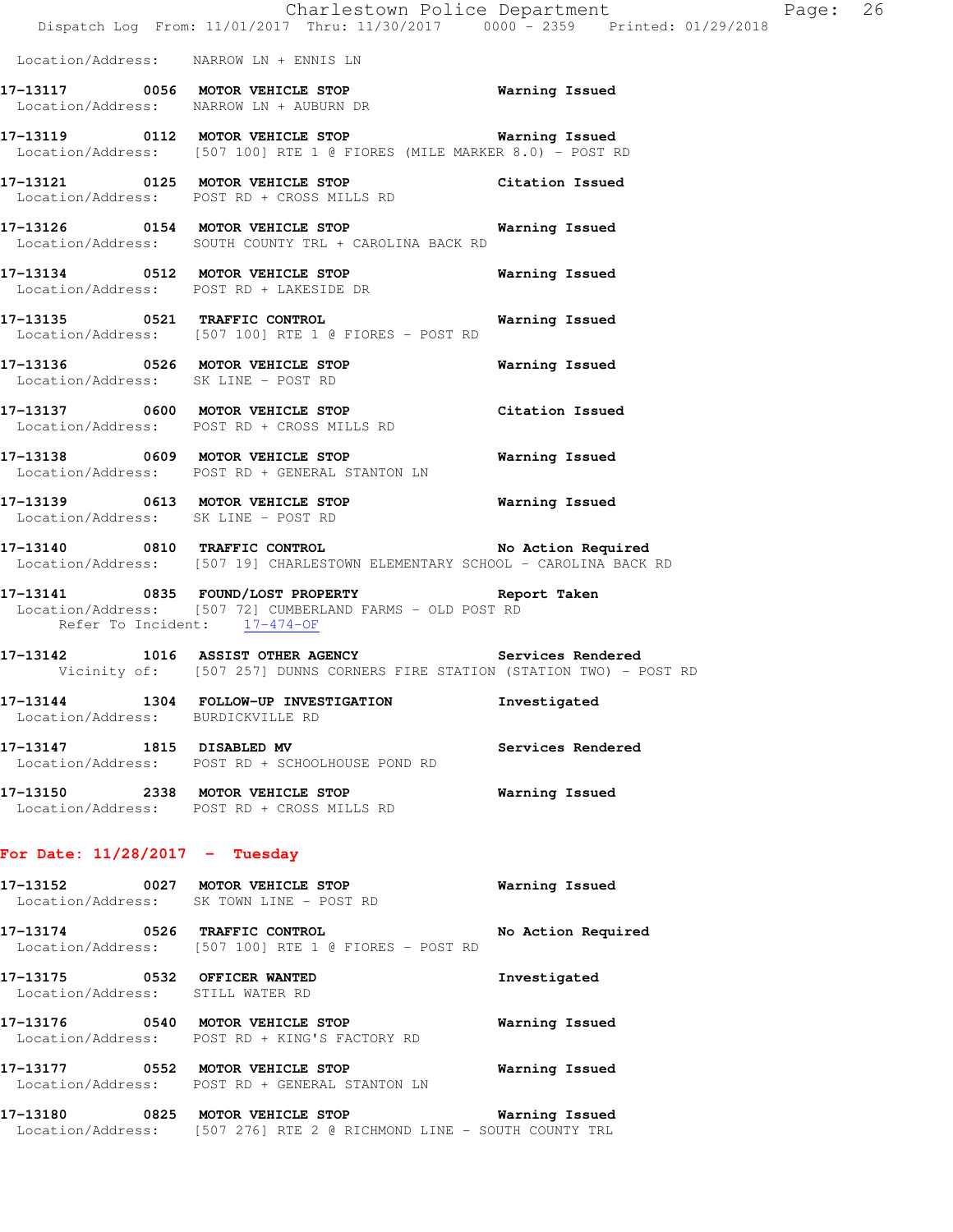Location/Address: NARROW LN + ENNIS LN

**17-13117 0056 MOTOR VEHICLE STOP** Warning Issued
Location/Address: NARROW LN + AUBURN DR

**17-13119 0112 MOTOR VEHICLE STOP** Warning Issued
Location/Address: [507 100] RTE 1 @ FIORES (MILE MARKER 8.0) - POST RD

**17-13121 0125 MOTOR VEHICLE STOP** Citation Issued
Location/Address: POST RD + CROSS MILLS RD

**17-13126 0154 MOTOR VEHICLE STOP** Warning Issued
Location/Address: SOUTH COUNTY TRL + CAROLINA BACK RD

**17-13134 0512 MOTOR VEHICLE STOP** Warning Issued
Location/Address: POST RD + LAKESIDE DR

**17-13135 0521 TRAFFIC CONTROL** Warning Issued
Location/Address: [507 100] RTE 1 @ FIORES - POST RD

**17-13136 0526 MOTOR VEHICLE STOP** Warning Issued
Location/Address: SK LINE - POST RD

**17-13137 0600 MOTOR VEHICLE STOP** Citation Issued
Location/Address: POST RD + CROSS MILLS RD

**17-13138 0609 MOTOR VEHICLE STOP** Warning Issued
Location/Address: POST RD + GENERAL STANTON LN

**17-13139 0613 MOTOR VEHICLE STOP** Warning Issued
Location/Address: SK LINE - POST RD

**17-13140 0810 TRAFFIC CONTROL** No Action Required
Location/Address: [507 19] CHARLESTOWN ELEMENTARY SCHOOL - CAROLINA BACK RD

**17-13141 0835 FOUND/LOST PROPERTY** Report Taken
Location/Address: [507 72] CUMBERLAND FARMS - OLD POST RD
Refer To Incident: 17-474-OF

**17-13142 1016 ASSIST OTHER AGENCY** Services Rendered
Vicinity of: [507 257] DUNNS CORNERS FIRE STATION (STATION TWO) - POST RD

**17-13144 1304 FOLLOW-UP INVESTIGATION** Investigated
Location/Address: BURDICKVILLE RD

**17-13147 1815 DISABLED MV** Services Rendered
Location/Address: POST RD + SCHOOLHOUSE POND RD

**17-13150 2338 MOTOR VEHICLE STOP** Warning Issued
Location/Address: POST RD + CROSS MILLS RD

## For Date: 11/28/2017 - Tuesday

**17-13152 0027 MOTOR VEHICLE STOP** Warning Issued
Location/Address: SK TOWN LINE - POST RD

**17-13174 0526 TRAFFIC CONTROL** No Action Required
Location/Address: [507 100] RTE 1 @ FIORES - POST RD

**17-13175 0532 OFFICER WANTED** Investigated
Location/Address: STILL WATER RD

**17-13176 0540 MOTOR VEHICLE STOP** Warning Issued
Location/Address: POST RD + KING'S FACTORY RD

**17-13177 0552 MOTOR VEHICLE STOP** Warning Issued
Location/Address: POST RD + GENERAL STANTON LN

**17-13180 0825 MOTOR VEHICLE STOP** Warning Issued
Location/Address: [507 276] RTE 2 @ RICHMOND LINE - SOUTH COUNTY TRL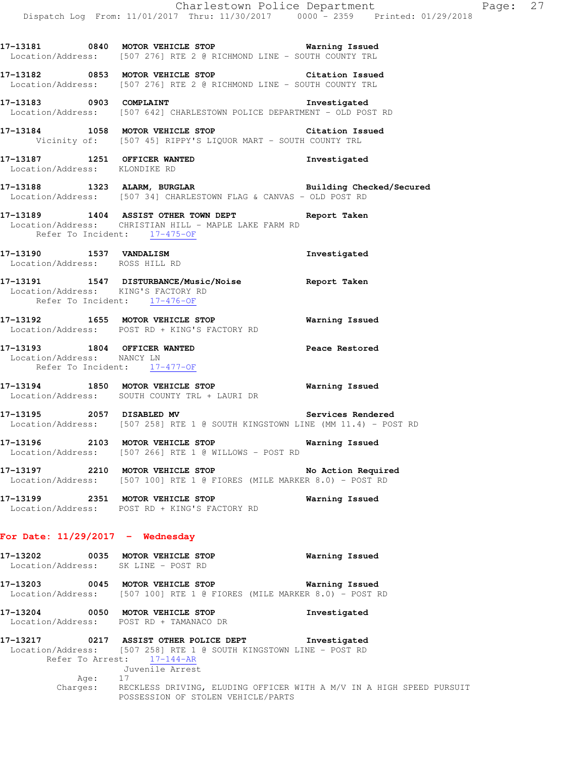17-13181 0840 **MOTOR VEHICLE STOP** **Warning Issued**
Location/Address: [507 276] RTE 2 @ RICHMOND LINE - SOUTH COUNTY TRL

17-13182 0853 **MOTOR VEHICLE STOP** **Citation Issued**
Location/Address: [507 276] RTE 2 @ RICHMOND LINE - SOUTH COUNTY TRL

17-13183 0903 **COMPLAINT** **Investigated**
Location/Address: [507 642] CHARLESTOWN POLICE DEPARTMENT - OLD POST RD

17-13184 1058 **MOTOR VEHICLE STOP** **Citation Issued**
Vicinity of: [507 45] RIPPY'S LIQUOR MART - SOUTH COUNTY TRL

17-13187 1251 **OFFICER WANTED** **Investigated**
Location/Address: KLONDIKE RD

17-13188 1323 **ALARM, BURGLAR** **Building Checked/Secured**
Location/Address: [507 34] CHARLESTOWN FLAG & CANVAS - OLD POST RD

17-13189 1404 **ASSIST OTHER TOWN DEPT** **Report Taken**
Location/Address: CHRISTIAN HILL - MAPLE LAKE FARM RD
Refer To Incident: 17-475-OF

17-13190 1537 **VANDALISM** **Investigated**
Location/Address: ROSS HILL RD

17-13191 1547 **DISTURBANCE/Music/Noise** **Report Taken**
Location/Address: KING'S FACTORY RD
Refer To Incident: 17-476-OF

17-13192 1655 **MOTOR VEHICLE STOP** **Warning Issued**
Location/Address: POST RD + KING'S FACTORY RD

17-13193 1804 **OFFICER WANTED** **Peace Restored**
Location/Address: NANCY LN
Refer To Incident: 17-477-OF

17-13194 1850 **MOTOR VEHICLE STOP** **Warning Issued**
Location/Address: SOUTH COUNTY TRL + LAURI DR

17-13195 2057 **DISABLED MV** **Services Rendered**
Location/Address: [507 258] RTE 1 @ SOUTH KINGSTOWN LINE (MM 11.4) - POST RD

17-13196 2103 **MOTOR VEHICLE STOP** **Warning Issued**
Location/Address: [507 266] RTE 1 @ WILLOWS - POST RD

17-13197 2210 **MOTOR VEHICLE STOP** **No Action Required**
Location/Address: [507 100] RTE 1 @ FIORES (MILE MARKER 8.0) - POST RD

17-13199 2351 **MOTOR VEHICLE STOP** **Warning Issued**
Location/Address: POST RD + KING'S FACTORY RD

## For Date: 11/29/2017 - Wednesday

17-13202 0035 **MOTOR VEHICLE STOP** **Warning Issued**
Location/Address: SK LINE - POST RD

17-13203 0045 **MOTOR VEHICLE STOP** **Warning Issued**
Location/Address: [507 100] RTE 1 @ FIORES (MILE MARKER 8.0) - POST RD

17-13204 0050 **MOTOR VEHICLE STOP** **Investigated**
Location/Address: POST RD + TAMANACO DR

17-13217 0217 **ASSIST OTHER POLICE DEPT** **Investigated**
Location/Address: [507 258] RTE 1 @ SOUTH KINGSTOWN LINE - POST RD
Refer To Arrest: 17-144-AR
Juvenile Arrest
Age: 17
Charges: RECKLESS DRIVING, ELUDING OFFICER WITH A M/V IN A HIGH SPEED PURSUIT
POSSESSION OF STOLEN VEHICLE/PARTS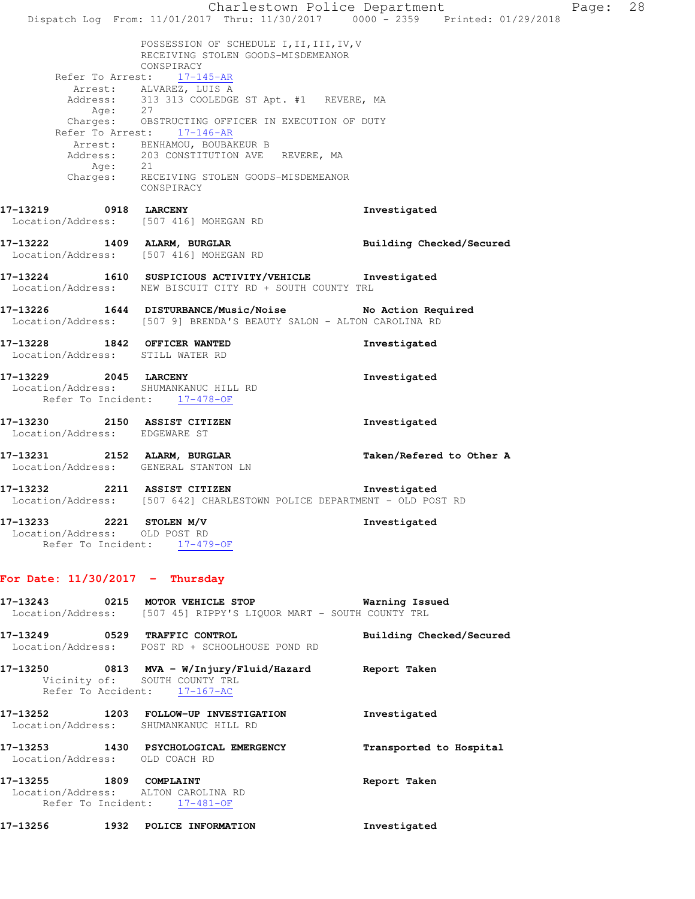POSSESSION OF SCHEDULE I,II,III,IV,V
RECEIVING STOLEN GOODS-MISDEMEANOR
CONSPIRACY

Refer To Arrest: 17-145-AR
Arrest: ALVAREZ, LUIS A
Address: 313 313 COOLEDGE ST Apt. #1 REVERE, MA
Age: 27
Charges: OBSTRUCTING OFFICER IN EXECUTION OF DUTY

Refer To Arrest: 17-146-AR
Arrest: BENHAMOU, BOUBAKEUR B
Address: 203 CONSTITUTION AVE REVERE, MA
Age: 21
Charges: RECEIVING STOLEN GOODS-MISDEMEANOR
CONSPIRACY

**17-13219 0918 LARCENY** Investigated
Location/Address: [507 416] MOHEGAN RD

**17-13222 1409 ALARM, BURGLAR** Building Checked/Secured
Location/Address: [507 416] MOHEGAN RD

**17-13224 1610 SUSPICIOUS ACTIVITY/VEHICLE** Investigated
Location/Address: NEW BISCUIT CITY RD + SOUTH COUNTY TRL

**17-13226 1644 DISTURBANCE/Music/Noise** No Action Required
Location/Address: [507 9] BRENDA'S BEAUTY SALON - ALTON CAROLINA RD

**17-13228 1842 OFFICER WANTED** Investigated
Location/Address: STILL WATER RD

**17-13229 2045 LARCENY** Investigated
Location/Address: SHUMANKANUC HILL RD
Refer To Incident: 17-478-OF

**17-13230 2150 ASSIST CITIZEN** Investigated
Location/Address: EDGEWARE ST

**17-13231 2152 ALARM, BURGLAR** Taken/Refered to Other A
Location/Address: GENERAL STANTON LN

**17-13232 2211 ASSIST CITIZEN** Investigated
Location/Address: [507 642] CHARLESTOWN POLICE DEPARTMENT - OLD POST RD

**17-13233 2221 STOLEN M/V** Investigated
Location/Address: OLD POST RD
Refer To Incident: 17-479-OF

## For Date: 11/30/2017 - Thursday

**17-13243 0215 MOTOR VEHICLE STOP** Warning Issued
Location/Address: [507 45] RIPPY'S LIQUOR MART - SOUTH COUNTY TRL

**17-13249 0529 TRAFFIC CONTROL** Building Checked/Secured
Location/Address: POST RD + SCHOOLHOUSE POND RD

**17-13250 0813 MVA - W/Injury/Fluid/Hazard** Report Taken
Vicinity of: SOUTH COUNTY TRL
Refer To Accident: 17-167-AC

**17-13252 1203 FOLLOW-UP INVESTIGATION** Investigated
Location/Address: SHUMANKANUC HILL RD

**17-13253 1430 PSYCHOLOGICAL EMERGENCY** Transported to Hospital
Location/Address: OLD COACH RD

**17-13255 1809 COMPLAINT** Report Taken
Location/Address: ALTON CAROLINA RD
Refer To Incident: 17-481-OF

**17-13256 1932 POLICE INFORMATION** Investigated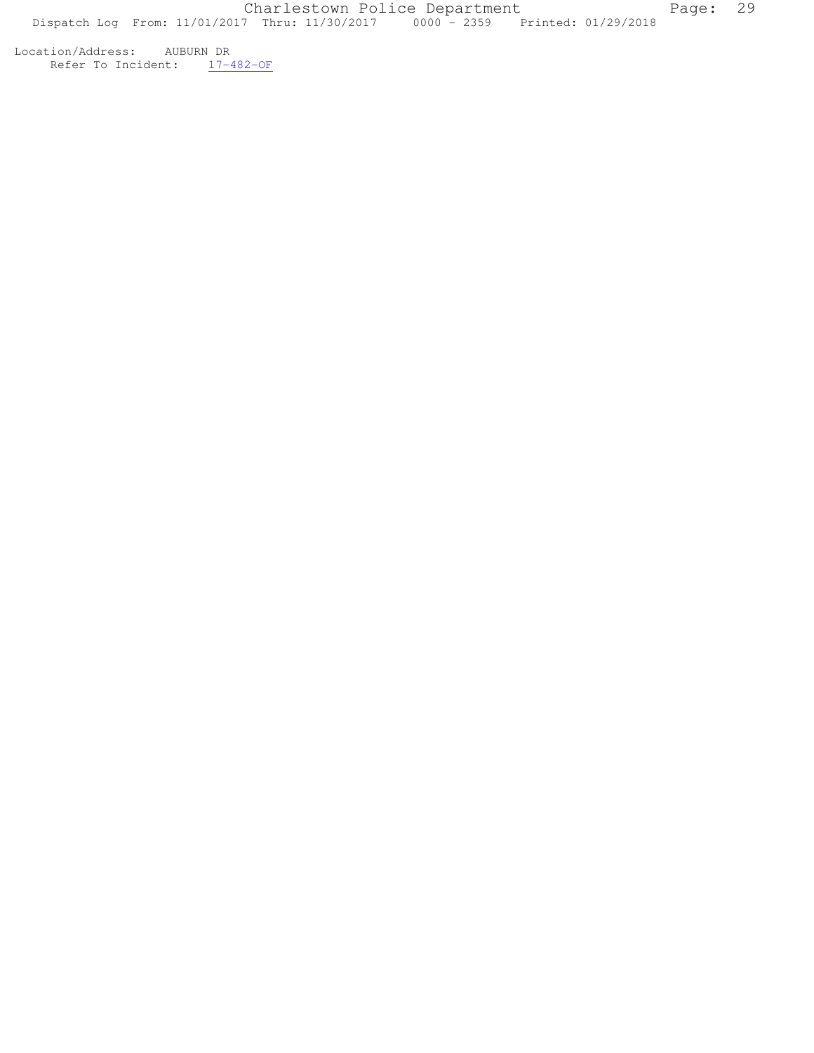Location/Address: AUBURN DR
Refer To Incident: 17-482-OF